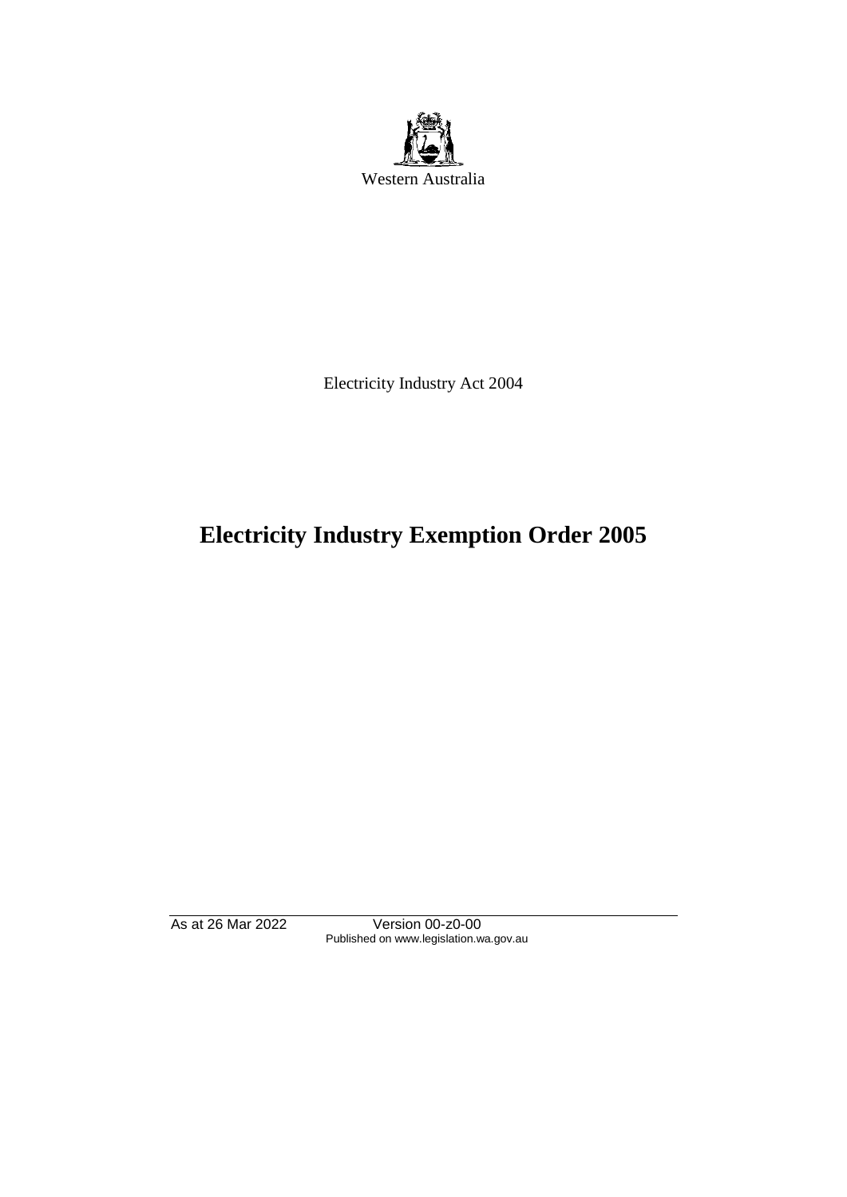Western Australia

Electricity Industry Act 2004

# Electricity Industry Exemption Order 2005

As at 26 Mar 2022 Version 00-z0-00
Published on www.legislation.wa.gov.au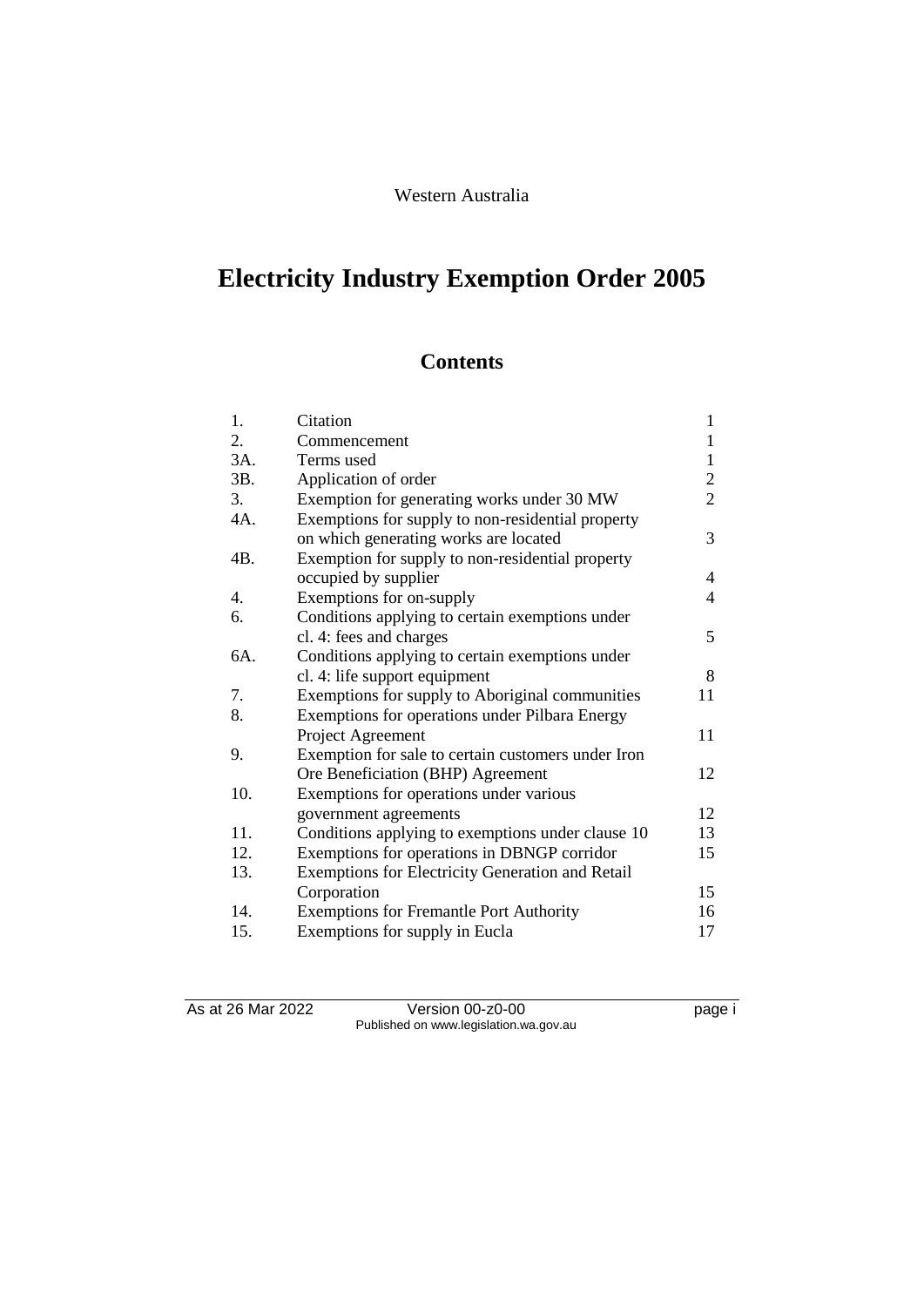Western Australia

# Electricity Industry Exemption Order 2005

## Contents

| | | |
|---|---|---|
| 1. | Citation | 1 |
| 2. | Commencement | 1 |
| 3A. | Terms used | 1 |
| 3B. | Application of order | 2 |
| 3. | Exemption for generating works under 30 MW | 2 |
| 4A. | Exemptions for supply to non-residential property on which generating works are located | 3 |
| 4B. | Exemption for supply to non-residential property occupied by supplier | 4 |
| 4. | Exemptions for on-supply | 4 |
| 6. | Conditions applying to certain exemptions under cl. 4: fees and charges | 5 |
| 6A. | Conditions applying to certain exemptions under cl. 4: life support equipment | 8 |
| 7. | Exemptions for supply to Aboriginal communities | 11 |
| 8. | Exemptions for operations under Pilbara Energy Project Agreement | 11 |
| 9. | Exemption for sale to certain customers under Iron Ore Beneficiation (BHP) Agreement | 12 |
| 10. | Exemptions for operations under various government agreements | 12 |
| 11. | Conditions applying to exemptions under clause 10 | 13 |
| 12. | Exemptions for operations in DBNGP corridor | 15 |
| 13. | Exemptions for Electricity Generation and Retail Corporation | 15 |
| 14. | Exemptions for Fremantle Port Authority | 16 |
| 15. | Exemptions for supply in Eucla | 17 |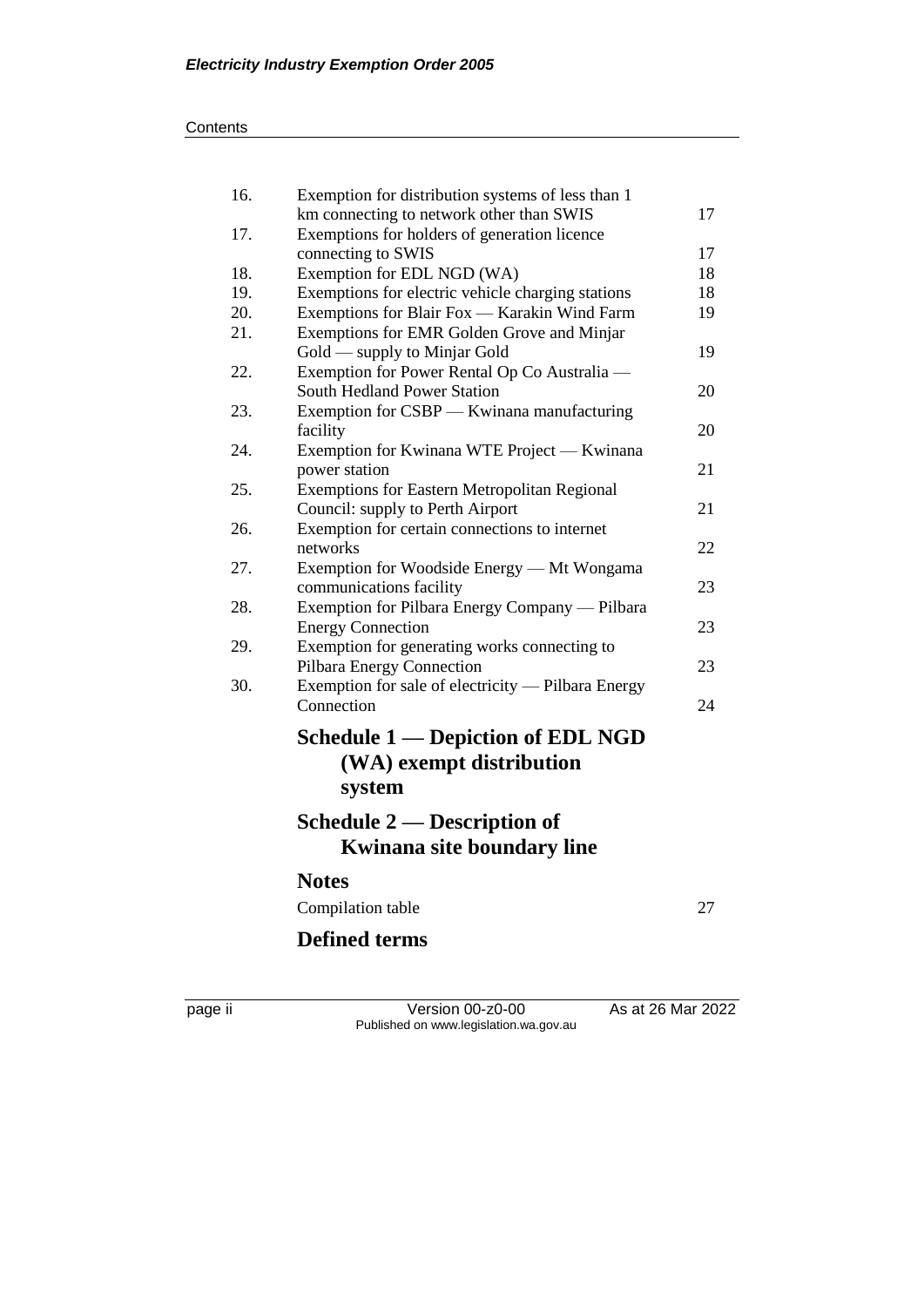| | | |
|---|---|---|
| 16. | Exemption for distribution systems of less than 1 km connecting to network other than SWIS | 17 |
| 17. | Exemptions for holders of generation licence connecting to SWIS | 17 |
| 18. | Exemption for EDL NGD (WA) | 18 |
| 19. | Exemptions for electric vehicle charging stations | 18 |
| 20. | Exemptions for Blair Fox — Karakin Wind Farm | 19 |
| 21. | Exemptions for EMR Golden Grove and Minjar Gold — supply to Minjar Gold | 19 |
| 22. | Exemption for Power Rental Op Co Australia — South Hedland Power Station | 20 |
| 23. | Exemption for CSBP — Kwinana manufacturing facility | 20 |
| 24. | Exemption for Kwinana WTE Project — Kwinana power station | 21 |
| 25. | Exemptions for Eastern Metropolitan Regional Council: supply to Perth Airport | 21 |
| 26. | Exemption for certain connections to internet networks | 22 |
| 27. | Exemption for Woodside Energy — Mt Wongama communications facility | 23 |
| 28. | Exemption for Pilbara Energy Company — Pilbara Energy Connection | 23 |
| 29. | Exemption for generating works connecting to Pilbara Energy Connection | 23 |
| 30. | Exemption for sale of electricity — Pilbara Energy Connection | 24 |

## Schedule 1 — Depiction of EDL NGD (WA) exempt distribution system

## Schedule 2 — Description of Kwinana site boundary line

## Notes

Compilation table 27

## Defined terms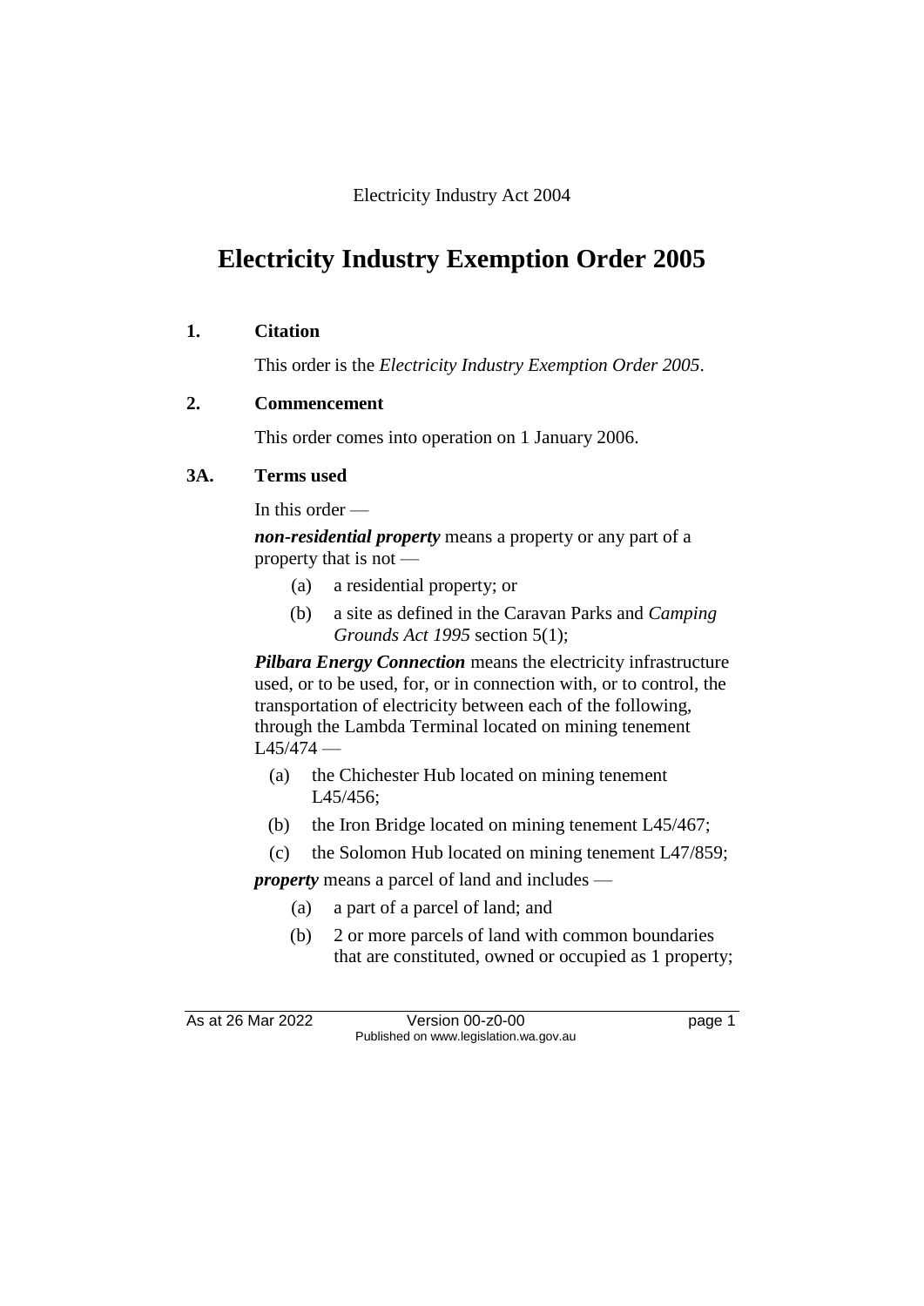Electricity Industry Act 2004

# Electricity Industry Exemption Order 2005

**1. Citation**

This order is the *Electricity Industry Exemption Order 2005*.

**2. Commencement**

This order comes into operation on 1 January 2006.

**3A. Terms used**

In this order —

***non-residential property*** means a property or any part of a property that is not —

(a) a residential property; or

(b) a site as defined in the Caravan Parks and *Camping Grounds Act 1995* section 5(1);

***Pilbara Energy Connection*** means the electricity infrastructure used, or to be used, for, or in connection with, or to control, the transportation of electricity between each of the following, through the Lambda Terminal located on mining tenement L45/474 —

(a) the Chichester Hub located on mining tenement L45/456;

(b) the Iron Bridge located on mining tenement L45/467;

(c) the Solomon Hub located on mining tenement L47/859;

***property*** means a parcel of land and includes —

(a) a part of a parcel of land; and

(b) 2 or more parcels of land with common boundaries that are constituted, owned or occupied as 1 property;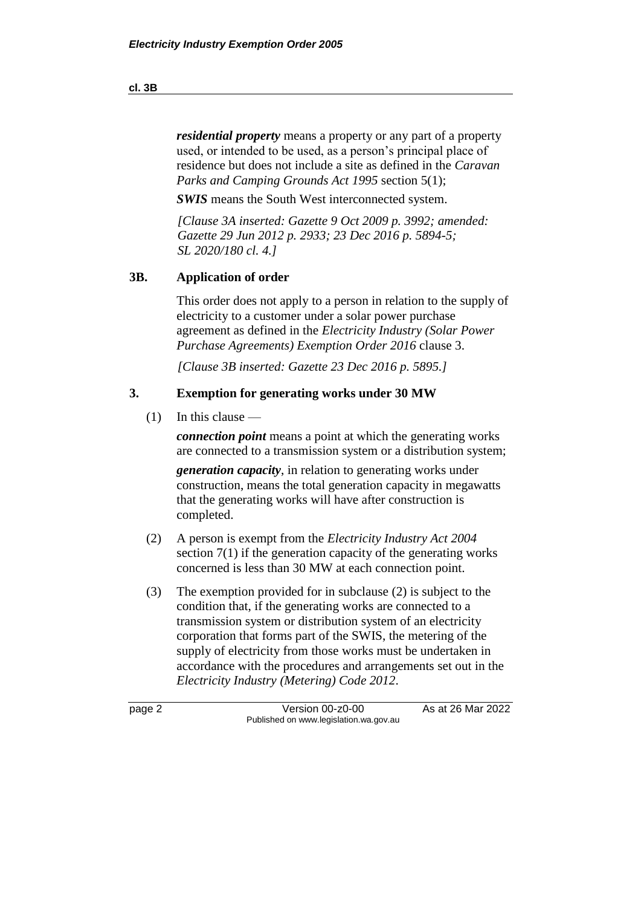***residential property*** means a property or any part of a property used, or intended to be used, as a person's principal place of residence but does not include a site as defined in the *Caravan Parks and Camping Grounds Act 1995* section 5(1);

***SWIS*** means the South West interconnected system.

*[Clause 3A inserted: Gazette 9 Oct 2009 p. 3992; amended: Gazette 29 Jun 2012 p. 2933; 23 Dec 2016 p. 5894-5; SL 2020/180 cl. 4.]*

## 3B. Application of order

This order does not apply to a person in relation to the supply of electricity to a customer under a solar power purchase agreement as defined in the *Electricity Industry (Solar Power Purchase Agreements) Exemption Order 2016* clause 3.

*[Clause 3B inserted: Gazette 23 Dec 2016 p. 5895.]*

## 3. Exemption for generating works under 30 MW

(1) In this clause —

***connection point*** means a point at which the generating works are connected to a transmission system or a distribution system;

***generation capacity***, in relation to generating works under construction, means the total generation capacity in megawatts that the generating works will have after construction is completed.

(2) A person is exempt from the *Electricity Industry Act 2004* section 7(1) if the generation capacity of the generating works concerned is less than 30 MW at each connection point.

(3) The exemption provided for in subclause (2) is subject to the condition that, if the generating works are connected to a transmission system or distribution system of an electricity corporation that forms part of the SWIS, the metering of the supply of electricity from those works must be undertaken in accordance with the procedures and arrangements set out in the *Electricity Industry (Metering) Code 2012*.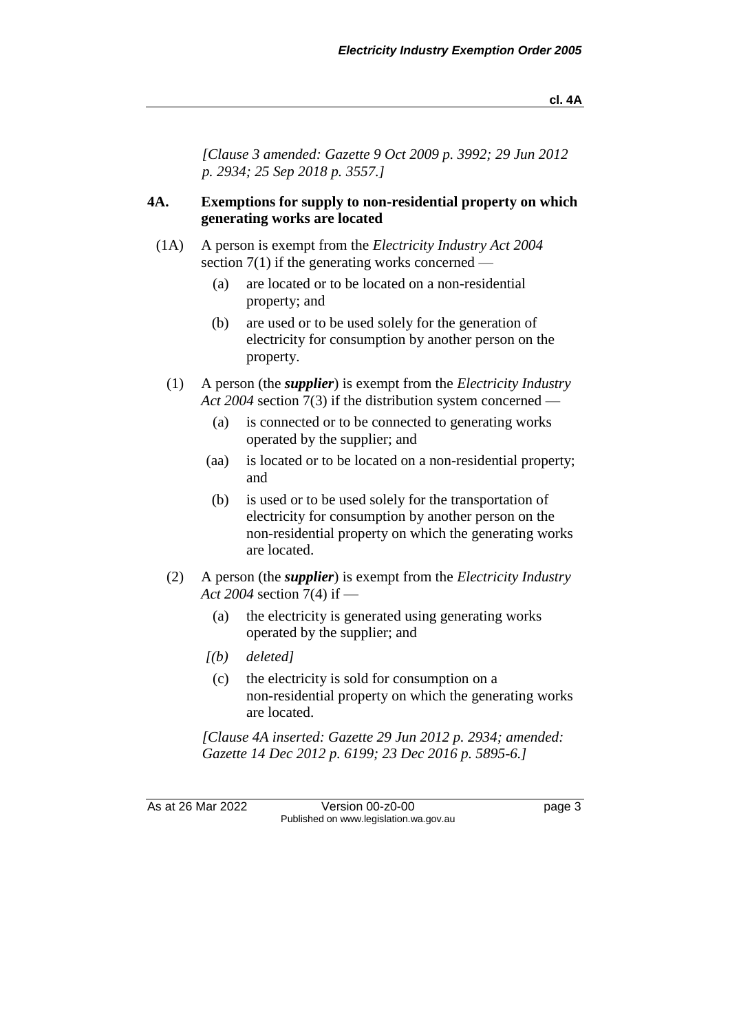*[Clause 3 amended: Gazette 9 Oct 2009 p. 3992; 29 Jun 2012 p. 2934; 25 Sep 2018 p. 3557.]*

## 4A. Exemptions for supply to non-residential property on which generating works are located

(1A) A person is exempt from the *Electricity Industry Act 2004* section 7(1) if the generating works concerned —

(a) are located or to be located on a non-residential property; and

(b) are used or to be used solely for the generation of electricity for consumption by another person on the property.

(1) A person (the ***supplier***) is exempt from the *Electricity Industry Act 2004* section 7(3) if the distribution system concerned —

(a) is connected or to be connected to generating works operated by the supplier; and

(aa) is located or to be located on a non-residential property; and

(b) is used or to be used solely for the transportation of electricity for consumption by another person on the non-residential property on which the generating works are located.

(2) A person (the ***supplier***) is exempt from the *Electricity Industry Act 2004* section 7(4) if —

(a) the electricity is generated using generating works operated by the supplier; and

*[(b) deleted]*

(c) the electricity is sold for consumption on a non-residential property on which the generating works are located.

*[Clause 4A inserted: Gazette 29 Jun 2012 p. 2934; amended: Gazette 14 Dec 2012 p. 6199; 23 Dec 2016 p. 5895-6.]*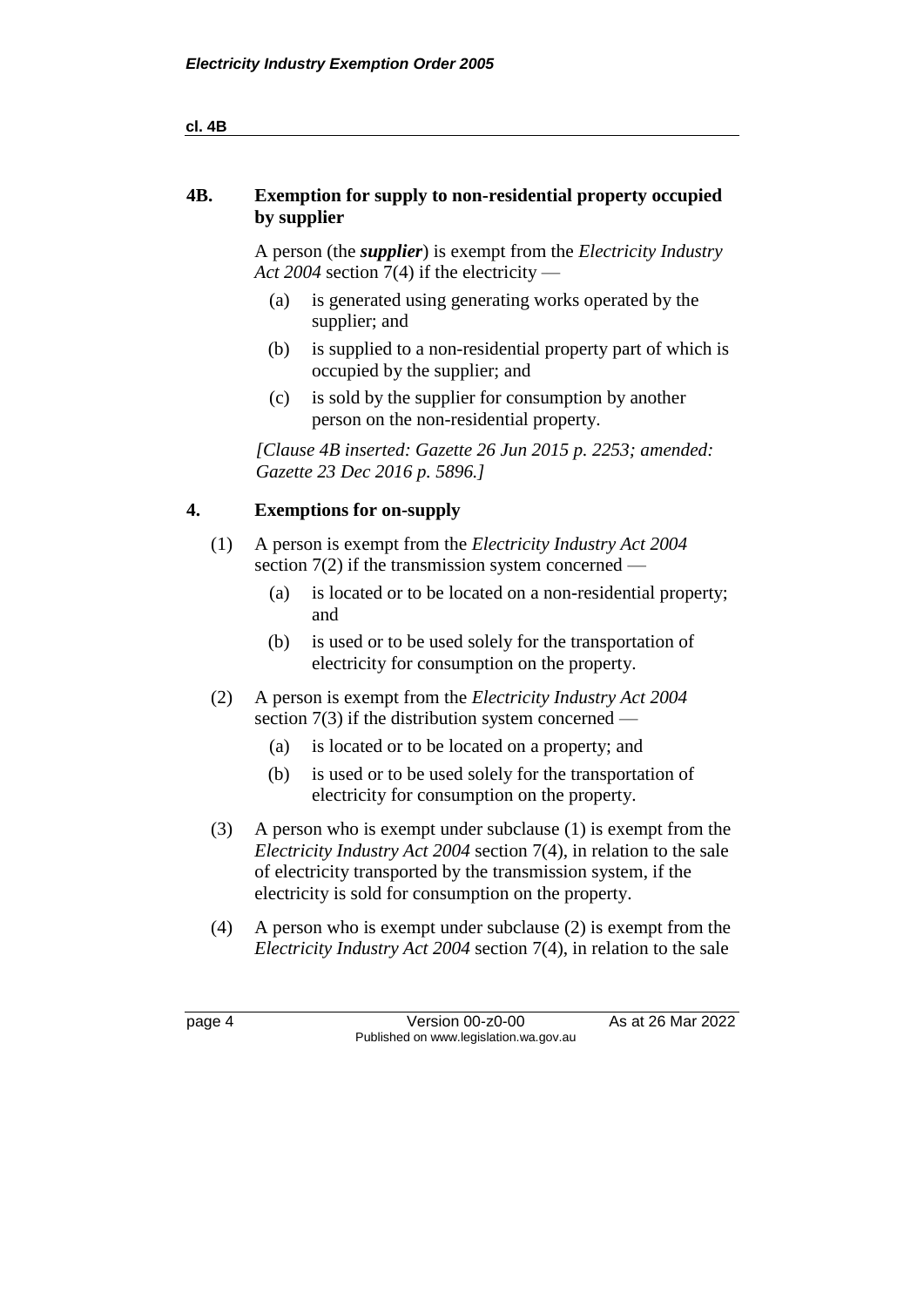## 4B. Exemption for supply to non-residential property occupied by supplier

A person (the ***supplier***) is exempt from the *Electricity Industry Act 2004* section 7(4) if the electricity —

(a) is generated using generating works operated by the supplier; and

(b) is supplied to a non-residential property part of which is occupied by the supplier; and

(c) is sold by the supplier for consumption by another person on the non-residential property.

*[Clause 4B inserted: Gazette 26 Jun 2015 p. 2253; amended: Gazette 23 Dec 2016 p. 5896.]*

## 4. Exemptions for on-supply

(1) A person is exempt from the *Electricity Industry Act 2004* section 7(2) if the transmission system concerned —

(a) is located or to be located on a non-residential property; and

(b) is used or to be used solely for the transportation of electricity for consumption on the property.

(2) A person is exempt from the *Electricity Industry Act 2004* section 7(3) if the distribution system concerned —

(a) is located or to be located on a property; and

(b) is used or to be used solely for the transportation of electricity for consumption on the property.

(3) A person who is exempt under subclause (1) is exempt from the *Electricity Industry Act 2004* section 7(4), in relation to the sale of electricity transported by the transmission system, if the electricity is sold for consumption on the property.

(4) A person who is exempt under subclause (2) is exempt from the *Electricity Industry Act 2004* section 7(4), in relation to the sale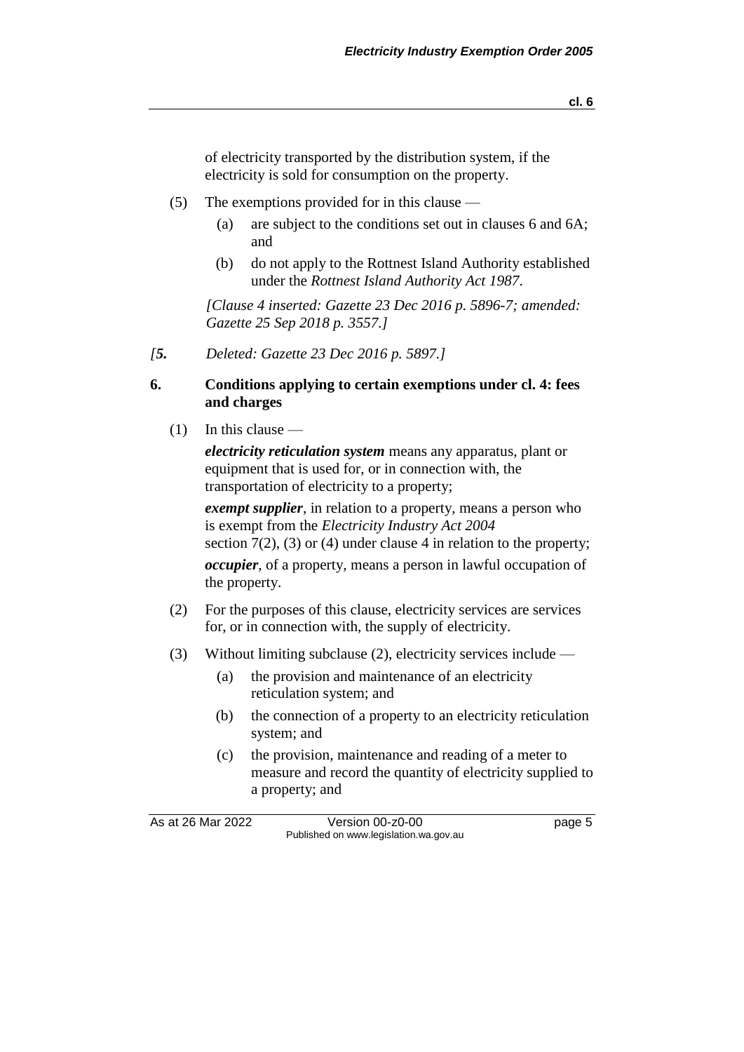of electricity transported by the distribution system, if the electricity is sold for consumption on the property.

(5) The exemptions provided for in this clause —

(a) are subject to the conditions set out in clauses 6 and 6A; and

(b) do not apply to the Rottnest Island Authority established under the *Rottnest Island Authority Act 1987*.

*[Clause 4 inserted: Gazette 23 Dec 2016 p. 5896-7; amended: Gazette 25 Sep 2018 p. 3557.]*

*[**5.** Deleted: Gazette 23 Dec 2016 p. 5897.]*

### 6. Conditions applying to certain exemptions under cl. 4: fees and charges

(1) In this clause —

***electricity reticulation system*** means any apparatus, plant or equipment that is used for, or in connection with, the transportation of electricity to a property;

***exempt supplier***, in relation to a property, means a person who is exempt from the *Electricity Industry Act 2004* section 7(2), (3) or (4) under clause 4 in relation to the property;

***occupier***, of a property, means a person in lawful occupation of the property.

(2) For the purposes of this clause, electricity services are services for, or in connection with, the supply of electricity.

(3) Without limiting subclause (2), electricity services include —

(a) the provision and maintenance of an electricity reticulation system; and

(b) the connection of a property to an electricity reticulation system; and

(c) the provision, maintenance and reading of a meter to measure and record the quantity of electricity supplied to a property; and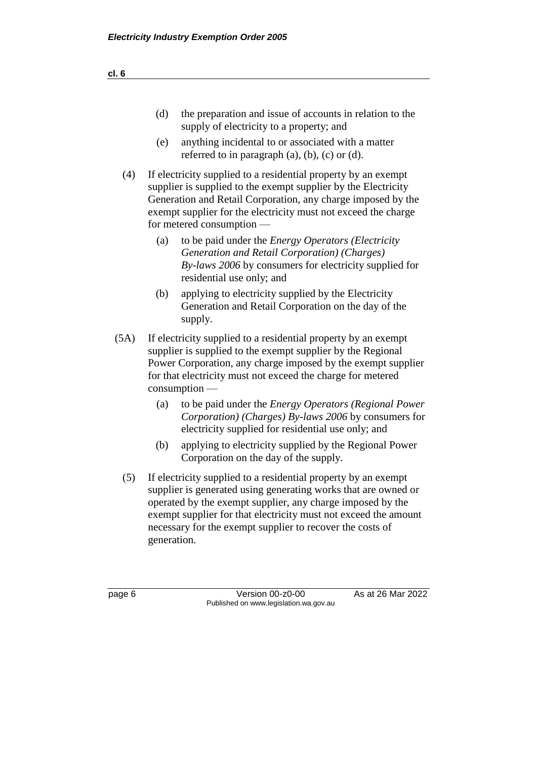(d) the preparation and issue of accounts in relation to the supply of electricity to a property; and

(e) anything incidental to or associated with a matter referred to in paragraph (a), (b), (c) or (d).

(4) If electricity supplied to a residential property by an exempt supplier is supplied to the exempt supplier by the Electricity Generation and Retail Corporation, any charge imposed by the exempt supplier for the electricity must not exceed the charge for metered consumption —

(a) to be paid under the *Energy Operators (Electricity Generation and Retail Corporation) (Charges) By-laws 2006* by consumers for electricity supplied for residential use only; and

(b) applying to electricity supplied by the Electricity Generation and Retail Corporation on the day of the supply.

(5A) If electricity supplied to a residential property by an exempt supplier is supplied to the exempt supplier by the Regional Power Corporation, any charge imposed by the exempt supplier for that electricity must not exceed the charge for metered consumption —

(a) to be paid under the *Energy Operators (Regional Power Corporation) (Charges) By-laws 2006* by consumers for electricity supplied for residential use only; and

(b) applying to electricity supplied by the Regional Power Corporation on the day of the supply.

(5) If electricity supplied to a residential property by an exempt supplier is generated using generating works that are owned or operated by the exempt supplier, any charge imposed by the exempt supplier for that electricity must not exceed the amount necessary for the exempt supplier to recover the costs of generation.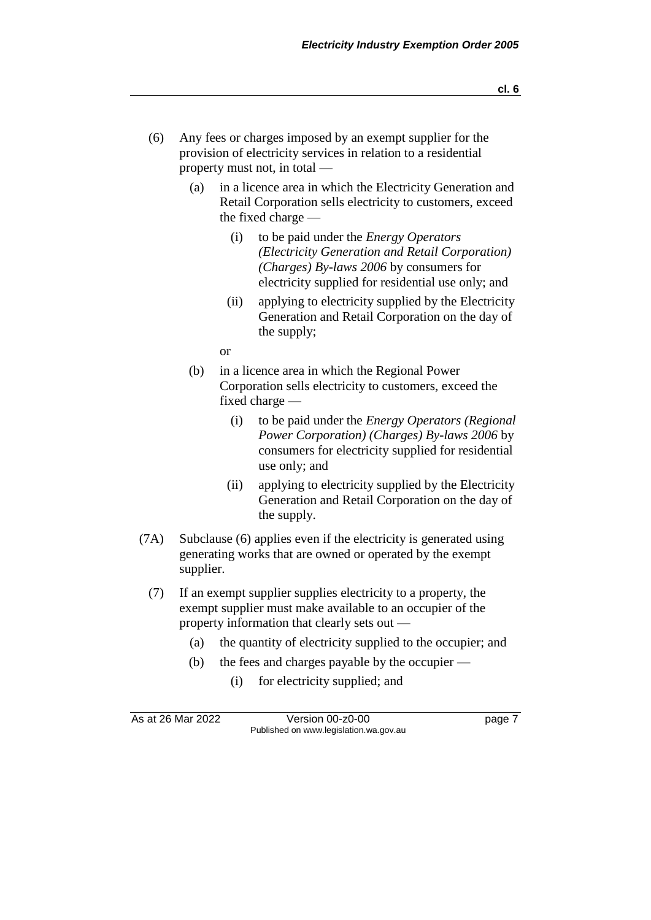(6) Any fees or charges imposed by an exempt supplier for the provision of electricity services in relation to a residential property must not, in total —

(a) in a licence area in which the Electricity Generation and Retail Corporation sells electricity to customers, exceed the fixed charge —

(i) to be paid under the *Energy Operators (Electricity Generation and Retail Corporation) (Charges) By-laws 2006* by consumers for electricity supplied for residential use only; and

(ii) applying to electricity supplied by the Electricity Generation and Retail Corporation on the day of the supply;

or

(b) in a licence area in which the Regional Power Corporation sells electricity to customers, exceed the fixed charge —

(i) to be paid under the *Energy Operators (Regional Power Corporation) (Charges) By-laws 2006* by consumers for electricity supplied for residential use only; and

(ii) applying to electricity supplied by the Electricity Generation and Retail Corporation on the day of the supply.

(7A) Subclause (6) applies even if the electricity is generated using generating works that are owned or operated by the exempt supplier.

(7) If an exempt supplier supplies electricity to a property, the exempt supplier must make available to an occupier of the property information that clearly sets out —

(a) the quantity of electricity supplied to the occupier; and

(b) the fees and charges payable by the occupier —

(i) for electricity supplied; and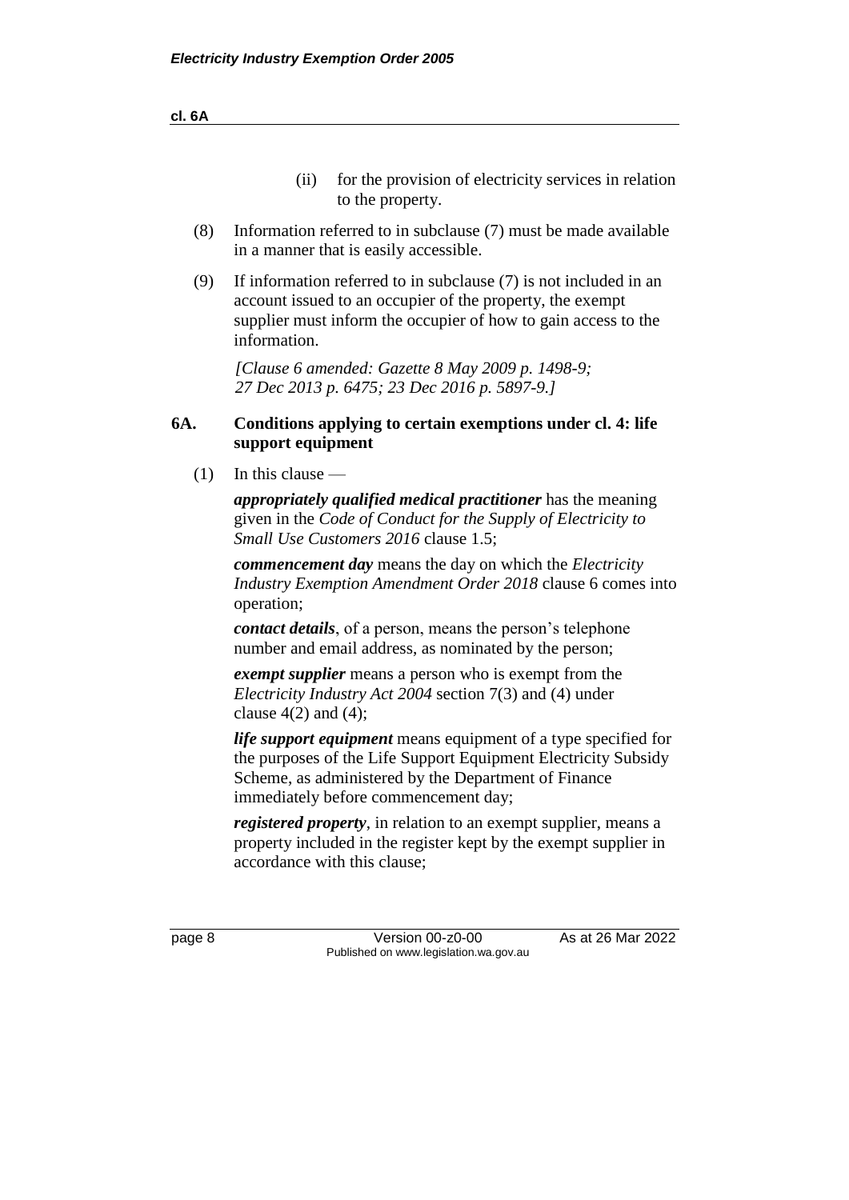(ii) for the provision of electricity services in relation to the property.

(8) Information referred to in subclause (7) must be made available in a manner that is easily accessible.

(9) If information referred to in subclause (7) is not included in an account issued to an occupier of the property, the exempt supplier must inform the occupier of how to gain access to the information.

*[Clause 6 amended: Gazette 8 May 2009 p. 1498-9; 27 Dec 2013 p. 6475; 23 Dec 2016 p. 5897-9.]*

### 6A. Conditions applying to certain exemptions under cl. 4: life support equipment

(1) In this clause —

***appropriately qualified medical practitioner*** has the meaning given in the *Code of Conduct for the Supply of Electricity to Small Use Customers 2016* clause 1.5;

***commencement day*** means the day on which the *Electricity Industry Exemption Amendment Order 2018* clause 6 comes into operation;

***contact details***, of a person, means the person's telephone number and email address, as nominated by the person;

***exempt supplier*** means a person who is exempt from the *Electricity Industry Act 2004* section 7(3) and (4) under clause 4(2) and (4);

***life support equipment*** means equipment of a type specified for the purposes of the Life Support Equipment Electricity Subsidy Scheme, as administered by the Department of Finance immediately before commencement day;

***registered property***, in relation to an exempt supplier, means a property included in the register kept by the exempt supplier in accordance with this clause;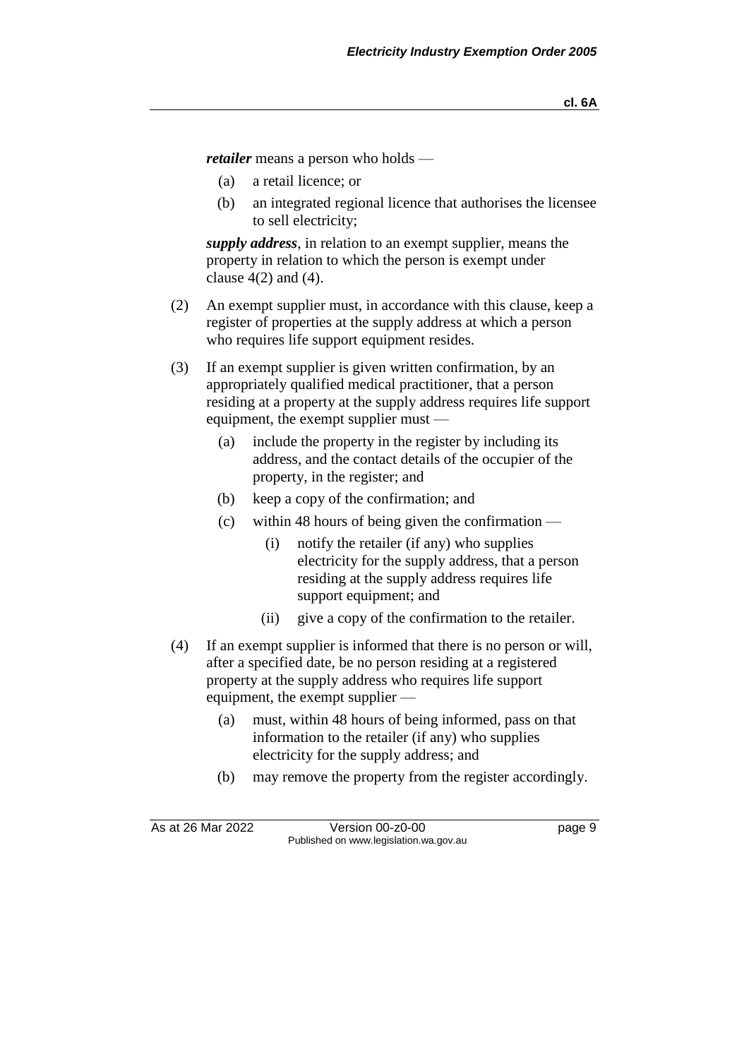***retailer*** means a person who holds —

(a) a retail licence; or

(b) an integrated regional licence that authorises the licensee to sell electricity;

***supply address***, in relation to an exempt supplier, means the property in relation to which the person is exempt under clause 4(2) and (4).

(2) An exempt supplier must, in accordance with this clause, keep a register of properties at the supply address at which a person who requires life support equipment resides.

(3) If an exempt supplier is given written confirmation, by an appropriately qualified medical practitioner, that a person residing at a property at the supply address requires life support equipment, the exempt supplier must —

(a) include the property in the register by including its address, and the contact details of the occupier of the property, in the register; and

(b) keep a copy of the confirmation; and

(c) within 48 hours of being given the confirmation —

(i) notify the retailer (if any) who supplies electricity for the supply address, that a person residing at the supply address requires life support equipment; and

(ii) give a copy of the confirmation to the retailer.

(4) If an exempt supplier is informed that there is no person or will, after a specified date, be no person residing at a registered property at the supply address who requires life support equipment, the exempt supplier —

(a) must, within 48 hours of being informed, pass on that information to the retailer (if any) who supplies electricity for the supply address; and

(b) may remove the property from the register accordingly.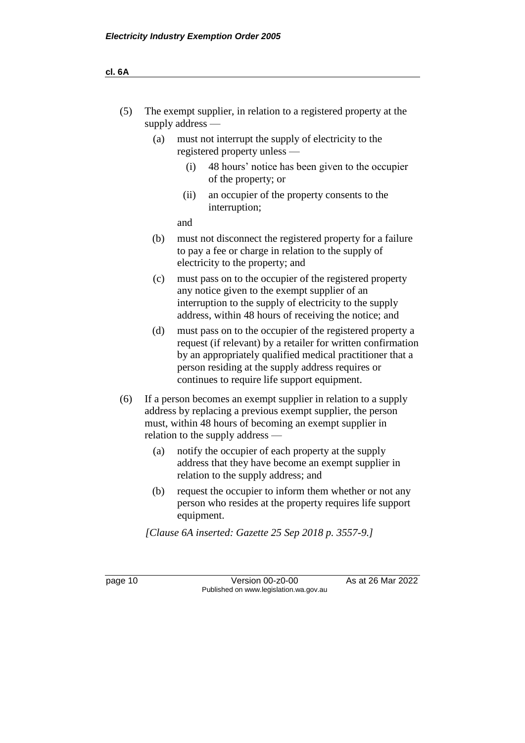(5) The exempt supplier, in relation to a registered property at the supply address —

(a) must not interrupt the supply of electricity to the registered property unless —

(i) 48 hours' notice has been given to the occupier of the property; or

(ii) an occupier of the property consents to the interruption;

and

(b) must not disconnect the registered property for a failure to pay a fee or charge in relation to the supply of electricity to the property; and

(c) must pass on to the occupier of the registered property any notice given to the exempt supplier of an interruption to the supply of electricity to the supply address, within 48 hours of receiving the notice; and

(d) must pass on to the occupier of the registered property a request (if relevant) by a retailer for written confirmation by an appropriately qualified medical practitioner that a person residing at the supply address requires or continues to require life support equipment.

(6) If a person becomes an exempt supplier in relation to a supply address by replacing a previous exempt supplier, the person must, within 48 hours of becoming an exempt supplier in relation to the supply address —

(a) notify the occupier of each property at the supply address that they have become an exempt supplier in relation to the supply address; and

(b) request the occupier to inform them whether or not any person who resides at the property requires life support equipment.

*[Clause 6A inserted: Gazette 25 Sep 2018 p. 3557-9.]*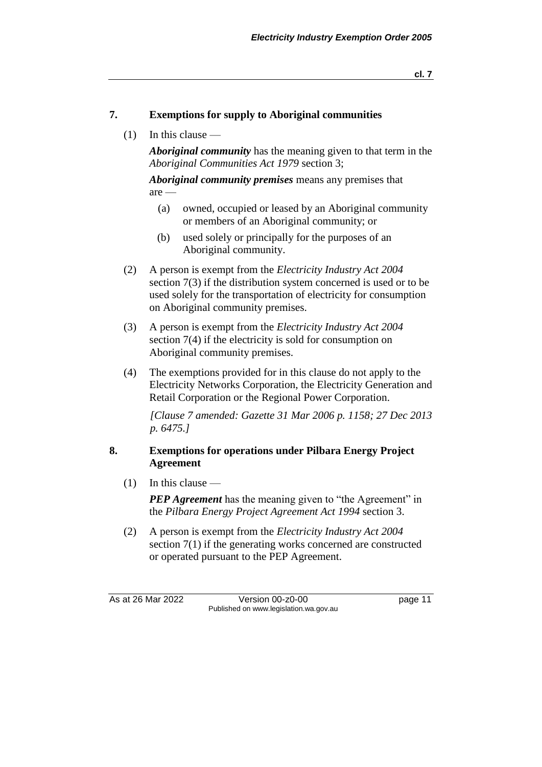## 7. Exemptions for supply to Aboriginal communities

(1) In this clause —

***Aboriginal community*** has the meaning given to that term in the *Aboriginal Communities Act 1979* section 3;

***Aboriginal community premises*** means any premises that are —

(a) owned, occupied or leased by an Aboriginal community or members of an Aboriginal community; or

(b) used solely or principally for the purposes of an Aboriginal community.

(2) A person is exempt from the *Electricity Industry Act 2004* section 7(3) if the distribution system concerned is used or to be used solely for the transportation of electricity for consumption on Aboriginal community premises.

(3) A person is exempt from the *Electricity Industry Act 2004* section 7(4) if the electricity is sold for consumption on Aboriginal community premises.

(4) The exemptions provided for in this clause do not apply to the Electricity Networks Corporation, the Electricity Generation and Retail Corporation or the Regional Power Corporation.

*[Clause 7 amended: Gazette 31 Mar 2006 p. 1158; 27 Dec 2013 p. 6475.]*

## 8. Exemptions for operations under Pilbara Energy Project Agreement

(1) In this clause —

***PEP Agreement*** has the meaning given to "the Agreement" in the *Pilbara Energy Project Agreement Act 1994* section 3.

(2) A person is exempt from the *Electricity Industry Act 2004* section 7(1) if the generating works concerned are constructed or operated pursuant to the PEP Agreement.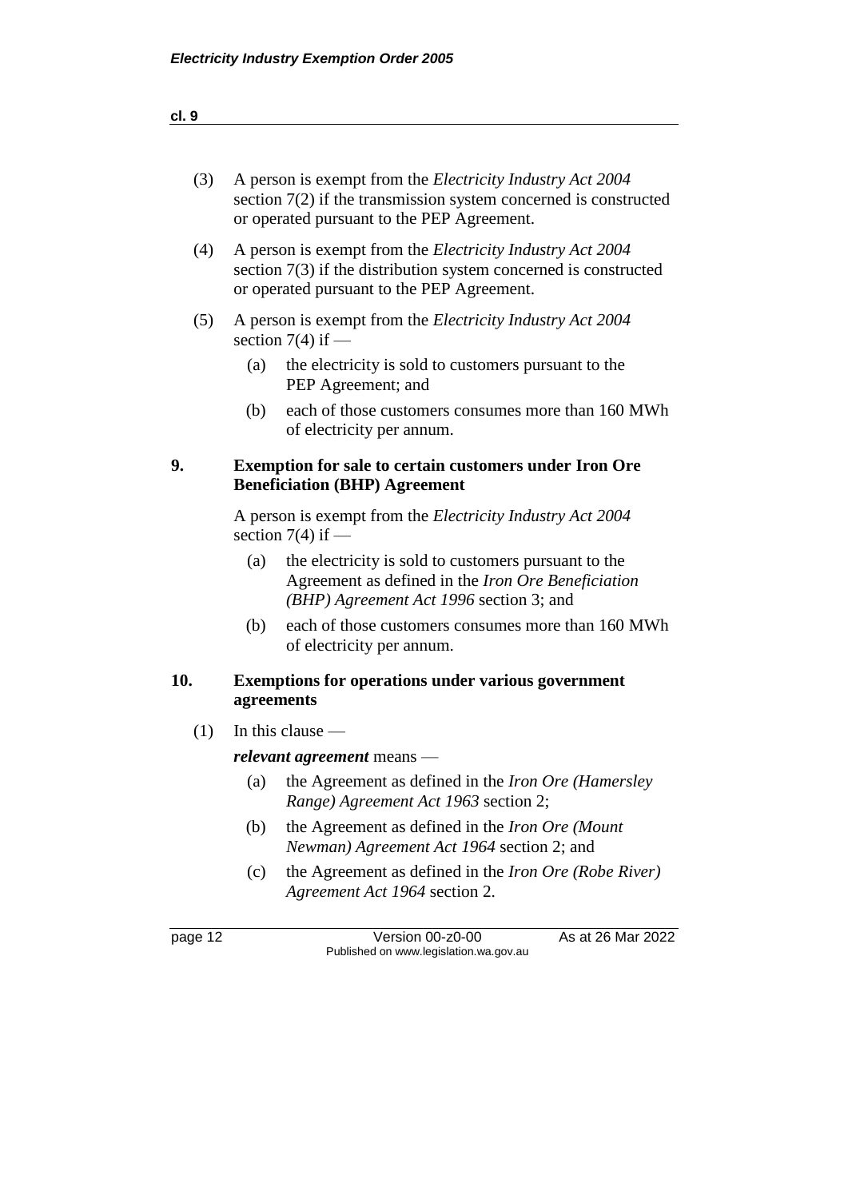(3) A person is exempt from the *Electricity Industry Act 2004* section 7(2) if the transmission system concerned is constructed or operated pursuant to the PEP Agreement.

(4) A person is exempt from the *Electricity Industry Act 2004* section 7(3) if the distribution system concerned is constructed or operated pursuant to the PEP Agreement.

(5) A person is exempt from the *Electricity Industry Act 2004* section 7(4) if —

(a) the electricity is sold to customers pursuant to the PEP Agreement; and

(b) each of those customers consumes more than 160 MWh of electricity per annum.

## 9. Exemption for sale to certain customers under Iron Ore Beneficiation (BHP) Agreement

A person is exempt from the *Electricity Industry Act 2004* section 7(4) if —

(a) the electricity is sold to customers pursuant to the Agreement as defined in the *Iron Ore Beneficiation (BHP) Agreement Act 1996* section 3; and

(b) each of those customers consumes more than 160 MWh of electricity per annum.

## 10. Exemptions for operations under various government agreements

(1) In this clause —

***relevant agreement*** means —

(a) the Agreement as defined in the *Iron Ore (Hamersley Range) Agreement Act 1963* section 2;

(b) the Agreement as defined in the *Iron Ore (Mount Newman) Agreement Act 1964* section 2; and

(c) the Agreement as defined in the *Iron Ore (Robe River) Agreement Act 1964* section 2.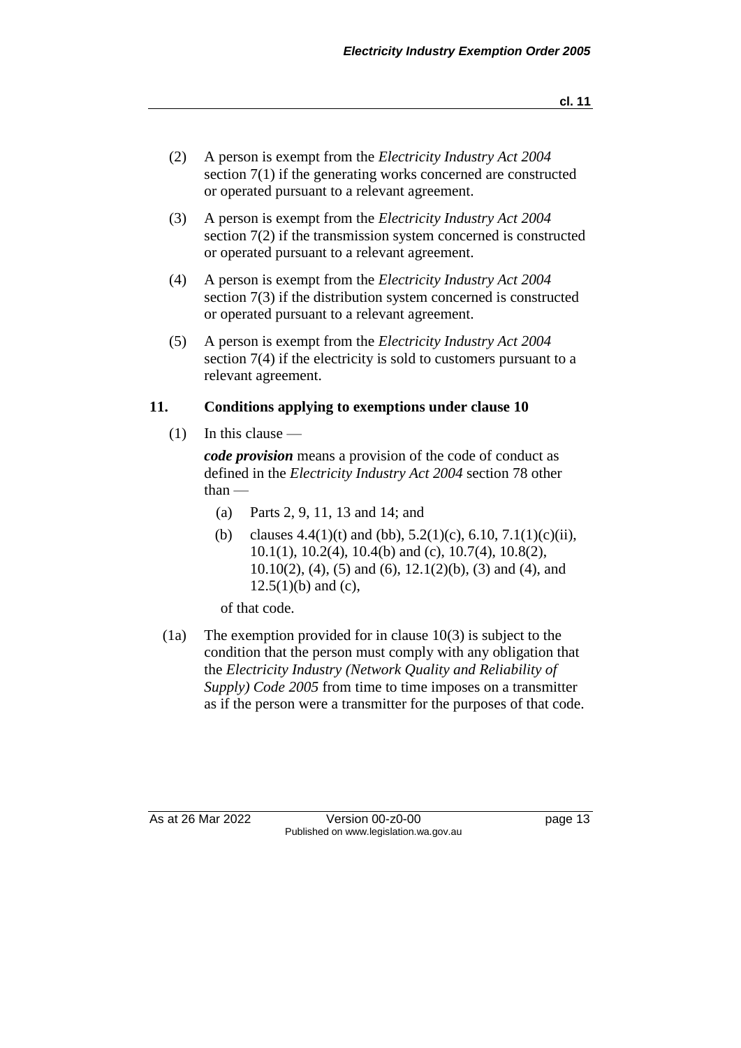(2) A person is exempt from the *Electricity Industry Act 2004* section 7(1) if the generating works concerned are constructed or operated pursuant to a relevant agreement.

(3) A person is exempt from the *Electricity Industry Act 2004* section 7(2) if the transmission system concerned is constructed or operated pursuant to a relevant agreement.

(4) A person is exempt from the *Electricity Industry Act 2004* section 7(3) if the distribution system concerned is constructed or operated pursuant to a relevant agreement.

(5) A person is exempt from the *Electricity Industry Act 2004* section 7(4) if the electricity is sold to customers pursuant to a relevant agreement.

### 11. Conditions applying to exemptions under clause 10

(1) In this clause —

***code provision*** means a provision of the code of conduct as defined in the *Electricity Industry Act 2004* section 78 other than —

- (a) Parts 2, 9, 11, 13 and 14; and
- (b) clauses 4.4(1)(t) and (bb), 5.2(1)(c), 6.10, 7.1(1)(c)(ii), 10.1(1), 10.2(4), 10.4(b) and (c), 10.7(4), 10.8(2), 10.10(2), (4), (5) and (6), 12.1(2)(b), (3) and (4), and 12.5(1)(b) and (c),

of that code.

(1a) The exemption provided for in clause 10(3) is subject to the condition that the person must comply with any obligation that the *Electricity Industry (Network Quality and Reliability of Supply) Code 2005* from time to time imposes on a transmitter as if the person were a transmitter for the purposes of that code.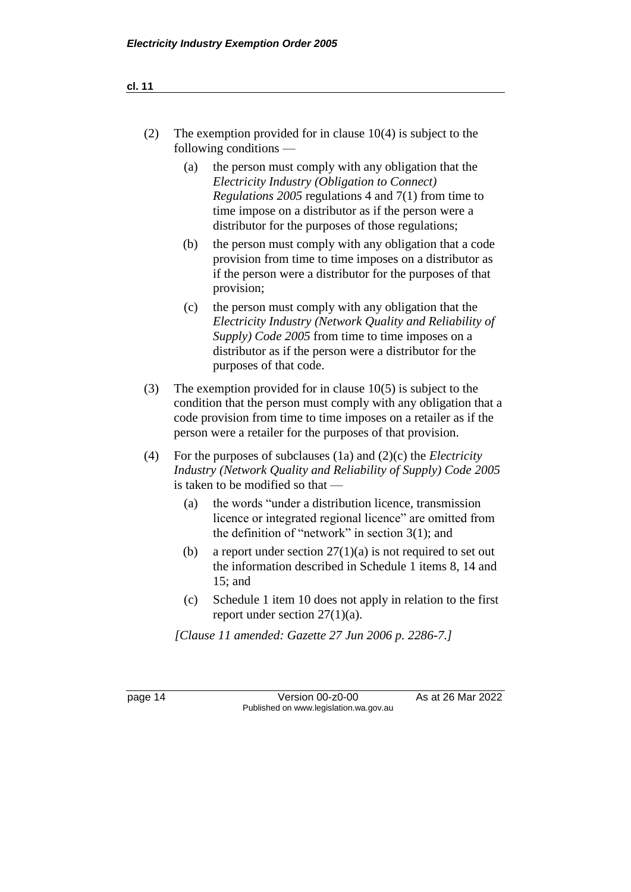(2) The exemption provided for in clause 10(4) is subject to the following conditions —

   (a) the person must comply with any obligation that the *Electricity Industry (Obligation to Connect) Regulations 2005* regulations 4 and 7(1) from time to time impose on a distributor as if the person were a distributor for the purposes of those regulations;

   (b) the person must comply with any obligation that a code provision from time to time imposes on a distributor as if the person were a distributor for the purposes of that provision;

   (c) the person must comply with any obligation that the *Electricity Industry (Network Quality and Reliability of Supply) Code 2005* from time to time imposes on a distributor as if the person were a distributor for the purposes of that code.

(3) The exemption provided for in clause 10(5) is subject to the condition that the person must comply with any obligation that a code provision from time to time imposes on a retailer as if the person were a retailer for the purposes of that provision.

(4) For the purposes of subclauses (1a) and (2)(c) the *Electricity Industry (Network Quality and Reliability of Supply) Code 2005* is taken to be modified so that —

   (a) the words "under a distribution licence, transmission licence or integrated regional licence" are omitted from the definition of "network" in section 3(1); and

   (b) a report under section 27(1)(a) is not required to set out the information described in Schedule 1 items 8, 14 and 15; and

   (c) Schedule 1 item 10 does not apply in relation to the first report under section 27(1)(a).

*[Clause 11 amended: Gazette 27 Jun 2006 p. 2286-7.]*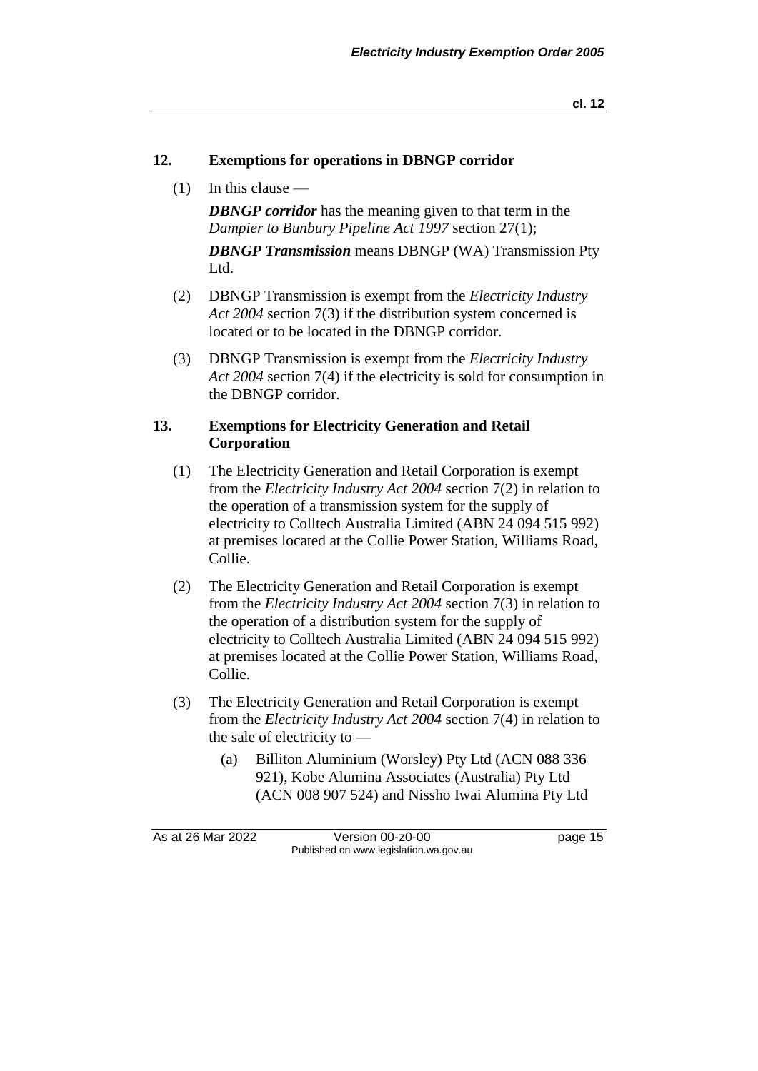### 12. Exemptions for operations in DBNGP corridor

(1) In this clause —

***DBNGP corridor*** has the meaning given to that term in the *Dampier to Bunbury Pipeline Act 1997* section 27(1);

***DBNGP Transmission*** means DBNGP (WA) Transmission Pty Ltd.

(2) DBNGP Transmission is exempt from the *Electricity Industry Act 2004* section 7(3) if the distribution system concerned is located or to be located in the DBNGP corridor.

(3) DBNGP Transmission is exempt from the *Electricity Industry Act 2004* section 7(4) if the electricity is sold for consumption in the DBNGP corridor.

### 13. Exemptions for Electricity Generation and Retail Corporation

(1) The Electricity Generation and Retail Corporation is exempt from the *Electricity Industry Act 2004* section 7(2) in relation to the operation of a transmission system for the supply of electricity to Colltech Australia Limited (ABN 24 094 515 992) at premises located at the Collie Power Station, Williams Road, Collie.

(2) The Electricity Generation and Retail Corporation is exempt from the *Electricity Industry Act 2004* section 7(3) in relation to the operation of a distribution system for the supply of electricity to Colltech Australia Limited (ABN 24 094 515 992) at premises located at the Collie Power Station, Williams Road, Collie.

(3) The Electricity Generation and Retail Corporation is exempt from the *Electricity Industry Act 2004* section 7(4) in relation to the sale of electricity to —

(a) Billiton Aluminium (Worsley) Pty Ltd (ACN 088 336 921), Kobe Alumina Associates (Australia) Pty Ltd (ACN 008 907 524) and Nissho Iwai Alumina Pty Ltd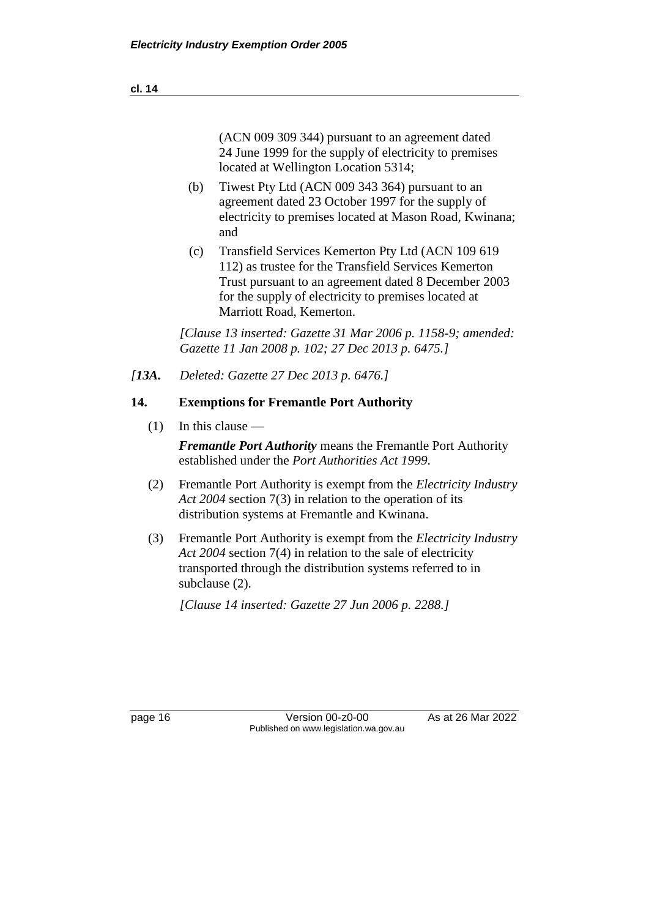(ACN 009 309 344) pursuant to an agreement dated 24 June 1999 for the supply of electricity to premises located at Wellington Location 5314;

(b) Tiwest Pty Ltd (ACN 009 343 364) pursuant to an agreement dated 23 October 1997 for the supply of electricity to premises located at Mason Road, Kwinana; and

(c) Transfield Services Kemerton Pty Ltd (ACN 109 619 112) as trustee for the Transfield Services Kemerton Trust pursuant to an agreement dated 8 December 2003 for the supply of electricity to premises located at Marriott Road, Kemerton.

*[Clause 13 inserted: Gazette 31 Mar 2006 p. 1158-9; amended: Gazette 11 Jan 2008 p. 102; 27 Dec 2013 p. 6475.]*

*[**13A.** Deleted: Gazette 27 Dec 2013 p. 6476.]*

### 14. Exemptions for Fremantle Port Authority

(1) In this clause —

***Fremantle Port Authority*** means the Fremantle Port Authority established under the *Port Authorities Act 1999*.

(2) Fremantle Port Authority is exempt from the *Electricity Industry Act 2004* section 7(3) in relation to the operation of its distribution systems at Fremantle and Kwinana.

(3) Fremantle Port Authority is exempt from the *Electricity Industry Act 2004* section 7(4) in relation to the sale of electricity transported through the distribution systems referred to in subclause (2).

*[Clause 14 inserted: Gazette 27 Jun 2006 p. 2288.]*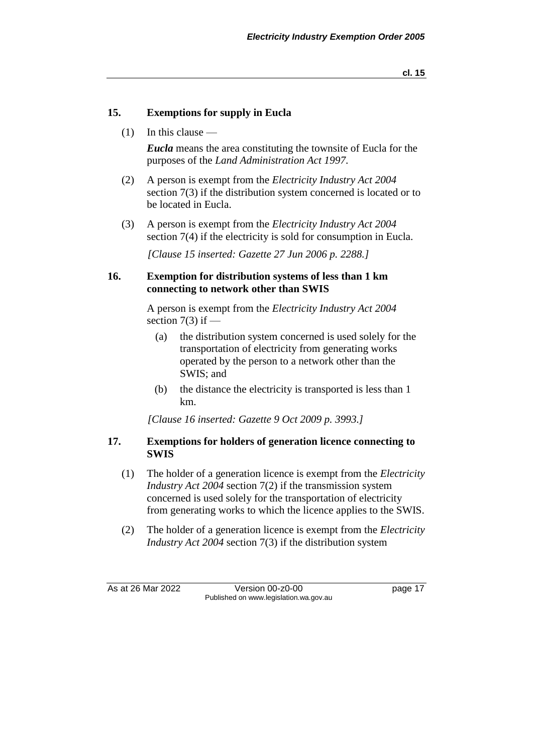## 15. Exemptions for supply in Eucla

(1) In this clause —

***Eucla*** means the area constituting the townsite of Eucla for the purposes of the *Land Administration Act 1997*.

(2) A person is exempt from the *Electricity Industry Act 2004* section 7(3) if the distribution system concerned is located or to be located in Eucla.

(3) A person is exempt from the *Electricity Industry Act 2004* section 7(4) if the electricity is sold for consumption in Eucla.

*[Clause 15 inserted: Gazette 27 Jun 2006 p. 2288.]*

## 16. Exemption for distribution systems of less than 1 km connecting to network other than SWIS

A person is exempt from the *Electricity Industry Act 2004* section 7(3) if —

(a) the distribution system concerned is used solely for the transportation of electricity from generating works operated by the person to a network other than the SWIS; and

(b) the distance the electricity is transported is less than 1 km.

*[Clause 16 inserted: Gazette 9 Oct 2009 p. 3993.]*

## 17. Exemptions for holders of generation licence connecting to SWIS

(1) The holder of a generation licence is exempt from the *Electricity Industry Act 2004* section 7(2) if the transmission system concerned is used solely for the transportation of electricity from generating works to which the licence applies to the SWIS.

(2) The holder of a generation licence is exempt from the *Electricity Industry Act 2004* section 7(3) if the distribution system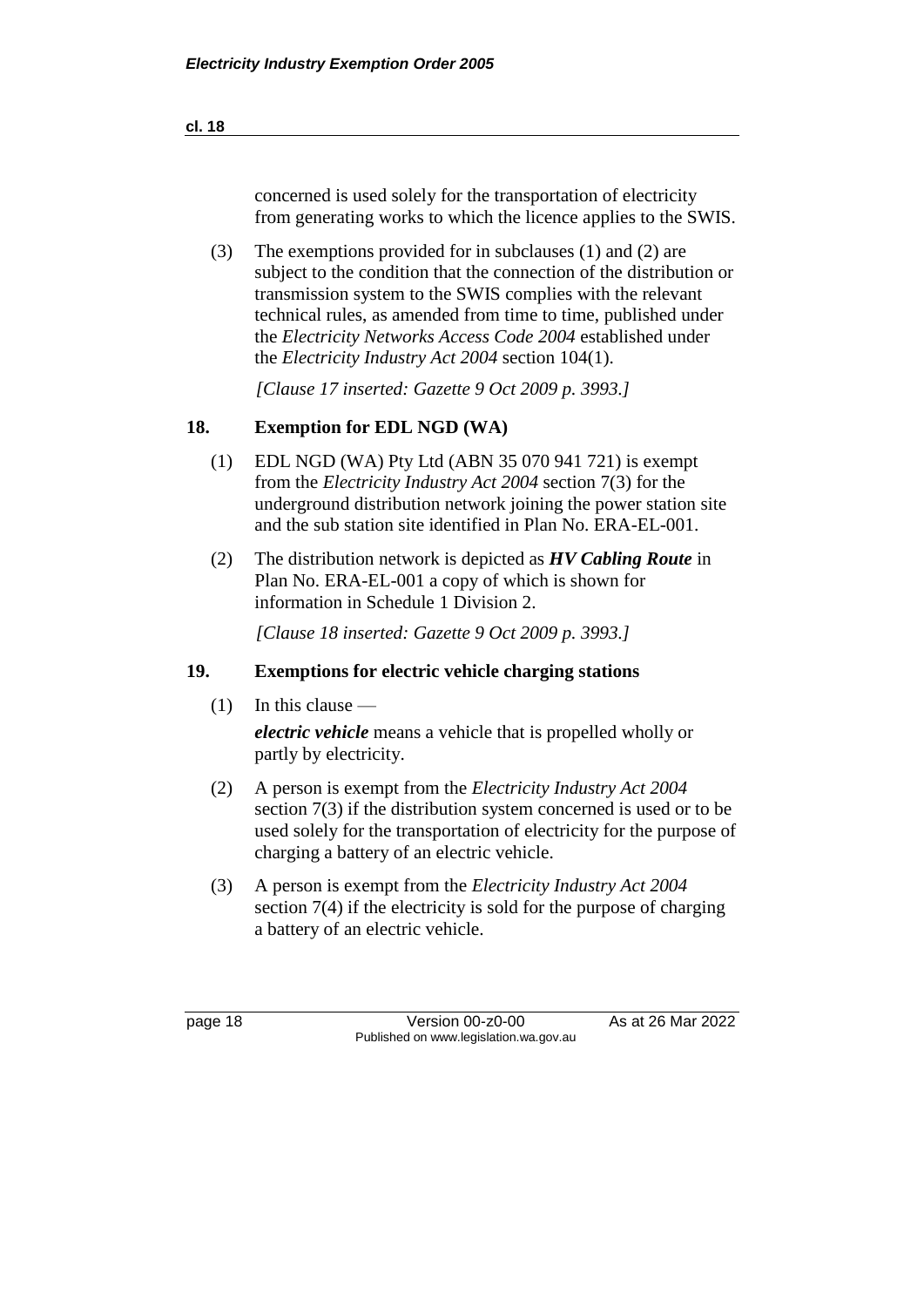concerned is used solely for the transportation of electricity from generating works to which the licence applies to the SWIS.

(3) The exemptions provided for in subclauses (1) and (2) are subject to the condition that the connection of the distribution or transmission system to the SWIS complies with the relevant technical rules, as amended from time to time, published under the *Electricity Networks Access Code 2004* established under the *Electricity Industry Act 2004* section 104(1).

*[Clause 17 inserted: Gazette 9 Oct 2009 p. 3993.]*

## 18. Exemption for EDL NGD (WA)

(1) EDL NGD (WA) Pty Ltd (ABN 35 070 941 721) is exempt from the *Electricity Industry Act 2004* section 7(3) for the underground distribution network joining the power station site and the sub station site identified in Plan No. ERA-EL-001.

(2) The distribution network is depicted as ***HV Cabling Route*** in Plan No. ERA-EL-001 a copy of which is shown for information in Schedule 1 Division 2.

*[Clause 18 inserted: Gazette 9 Oct 2009 p. 3993.]*

## 19. Exemptions for electric vehicle charging stations

(1) In this clause —

***electric vehicle*** means a vehicle that is propelled wholly or partly by electricity.

(2) A person is exempt from the *Electricity Industry Act 2004* section 7(3) if the distribution system concerned is used or to be used solely for the transportation of electricity for the purpose of charging a battery of an electric vehicle.

(3) A person is exempt from the *Electricity Industry Act 2004* section 7(4) if the electricity is sold for the purpose of charging a battery of an electric vehicle.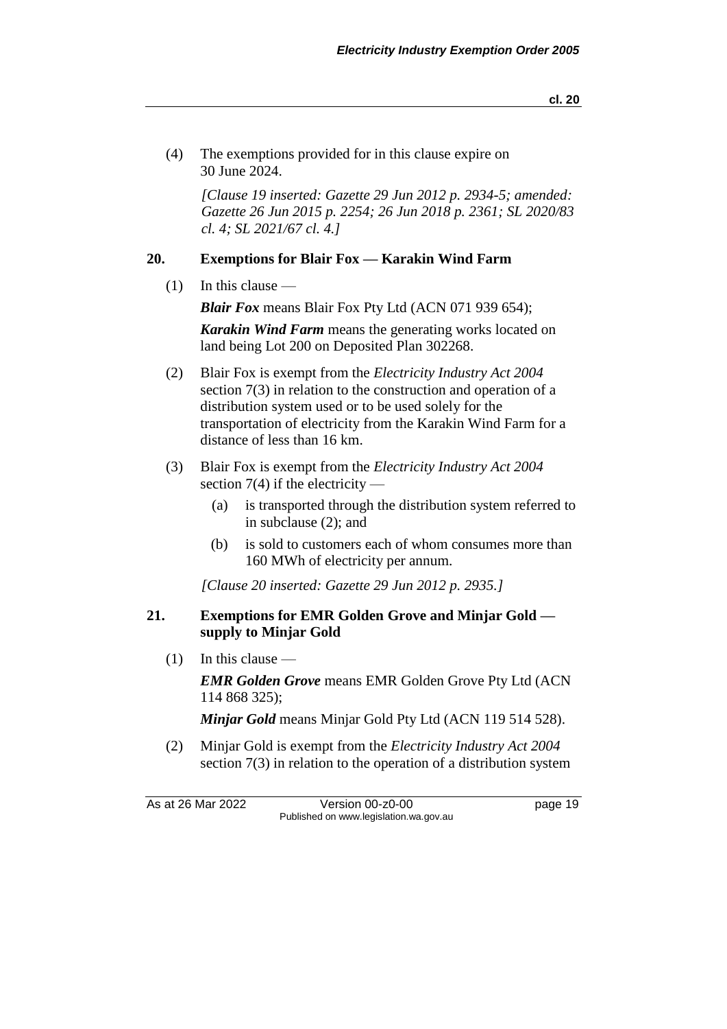(4) The exemptions provided for in this clause expire on 30 June 2024.

*[Clause 19 inserted: Gazette 29 Jun 2012 p. 2934-5; amended: Gazette 26 Jun 2015 p. 2254; 26 Jun 2018 p. 2361; SL 2020/83 cl. 4; SL 2021/67 cl. 4.]*

## 20. Exemptions for Blair Fox — Karakin Wind Farm

(1) In this clause —

***Blair Fox*** means Blair Fox Pty Ltd (ACN 071 939 654);

***Karakin Wind Farm*** means the generating works located on land being Lot 200 on Deposited Plan 302268.

(2) Blair Fox is exempt from the *Electricity Industry Act 2004* section 7(3) in relation to the construction and operation of a distribution system used or to be used solely for the transportation of electricity from the Karakin Wind Farm for a distance of less than 16 km.

(3) Blair Fox is exempt from the *Electricity Industry Act 2004* section 7(4) if the electricity —

- (a) is transported through the distribution system referred to in subclause (2); and
- (b) is sold to customers each of whom consumes more than 160 MWh of electricity per annum.

*[Clause 20 inserted: Gazette 29 Jun 2012 p. 2935.]*

## 21. Exemptions for EMR Golden Grove and Minjar Gold — supply to Minjar Gold

(1) In this clause —

***EMR Golden Grove*** means EMR Golden Grove Pty Ltd (ACN 114 868 325);

***Minjar Gold*** means Minjar Gold Pty Ltd (ACN 119 514 528).

(2) Minjar Gold is exempt from the *Electricity Industry Act 2004* section 7(3) in relation to the operation of a distribution system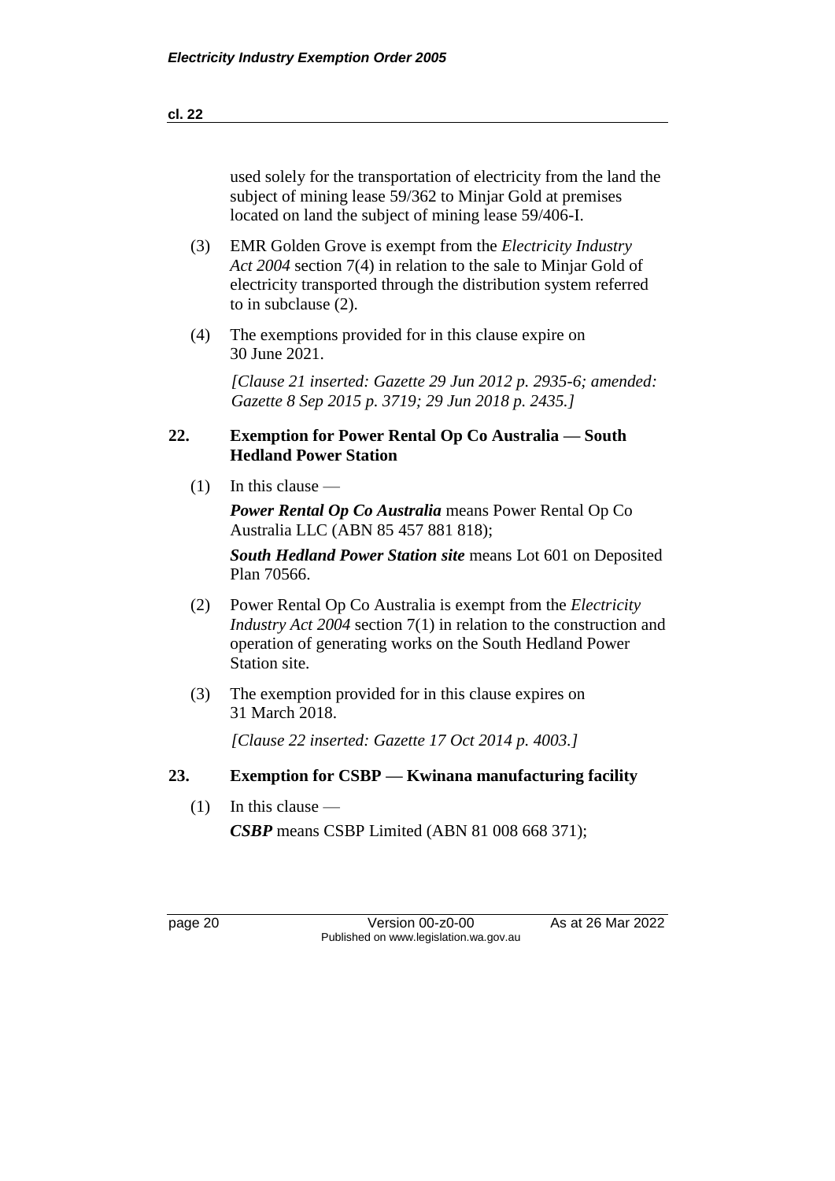used solely for the transportation of electricity from the land the subject of mining lease 59/362 to Minjar Gold at premises located on land the subject of mining lease 59/406-I.

(3) EMR Golden Grove is exempt from the *Electricity Industry Act 2004* section 7(4) in relation to the sale to Minjar Gold of electricity transported through the distribution system referred to in subclause (2).

(4) The exemptions provided for in this clause expire on 30 June 2021.

*[Clause 21 inserted: Gazette 29 Jun 2012 p. 2935-6; amended: Gazette 8 Sep 2015 p. 3719; 29 Jun 2018 p. 2435.]*

## 22. Exemption for Power Rental Op Co Australia — South Hedland Power Station

(1) In this clause —

***Power Rental Op Co Australia*** means Power Rental Op Co Australia LLC (ABN 85 457 881 818);

***South Hedland Power Station site*** means Lot 601 on Deposited Plan 70566.

(2) Power Rental Op Co Australia is exempt from the *Electricity Industry Act 2004* section 7(1) in relation to the construction and operation of generating works on the South Hedland Power Station site.

(3) The exemption provided for in this clause expires on 31 March 2018.

*[Clause 22 inserted: Gazette 17 Oct 2014 p. 4003.]*

## 23. Exemption for CSBP — Kwinana manufacturing facility

(1) In this clause —

***CSBP*** means CSBP Limited (ABN 81 008 668 371);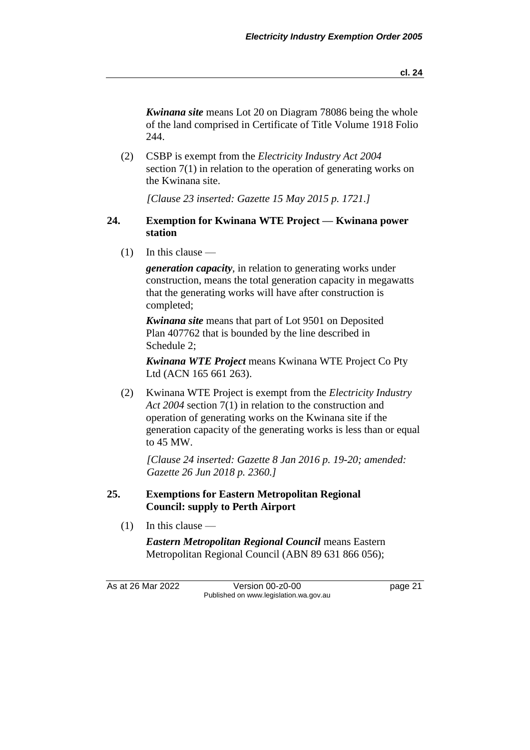***Kwinana site*** means Lot 20 on Diagram 78086 being the whole of the land comprised in Certificate of Title Volume 1918 Folio 244.

(2) CSBP is exempt from the *Electricity Industry Act 2004* section 7(1) in relation to the operation of generating works on the Kwinana site.

*[Clause 23 inserted: Gazette 15 May 2015 p. 1721.]*

### 24. Exemption for Kwinana WTE Project — Kwinana power station

(1) In this clause —

***generation capacity***, in relation to generating works under construction, means the total generation capacity in megawatts that the generating works will have after construction is completed;

***Kwinana site*** means that part of Lot 9501 on Deposited Plan 407762 that is bounded by the line described in Schedule 2;

***Kwinana WTE Project*** means Kwinana WTE Project Co Pty Ltd (ACN 165 661 263).

(2) Kwinana WTE Project is exempt from the *Electricity Industry Act 2004* section 7(1) in relation to the construction and operation of generating works on the Kwinana site if the generation capacity of the generating works is less than or equal to 45 MW.

*[Clause 24 inserted: Gazette 8 Jan 2016 p. 19-20; amended: Gazette 26 Jun 2018 p. 2360.]*

### 25. Exemptions for Eastern Metropolitan Regional Council: supply to Perth Airport

(1) In this clause —

***Eastern Metropolitan Regional Council*** means Eastern Metropolitan Regional Council (ABN 89 631 866 056);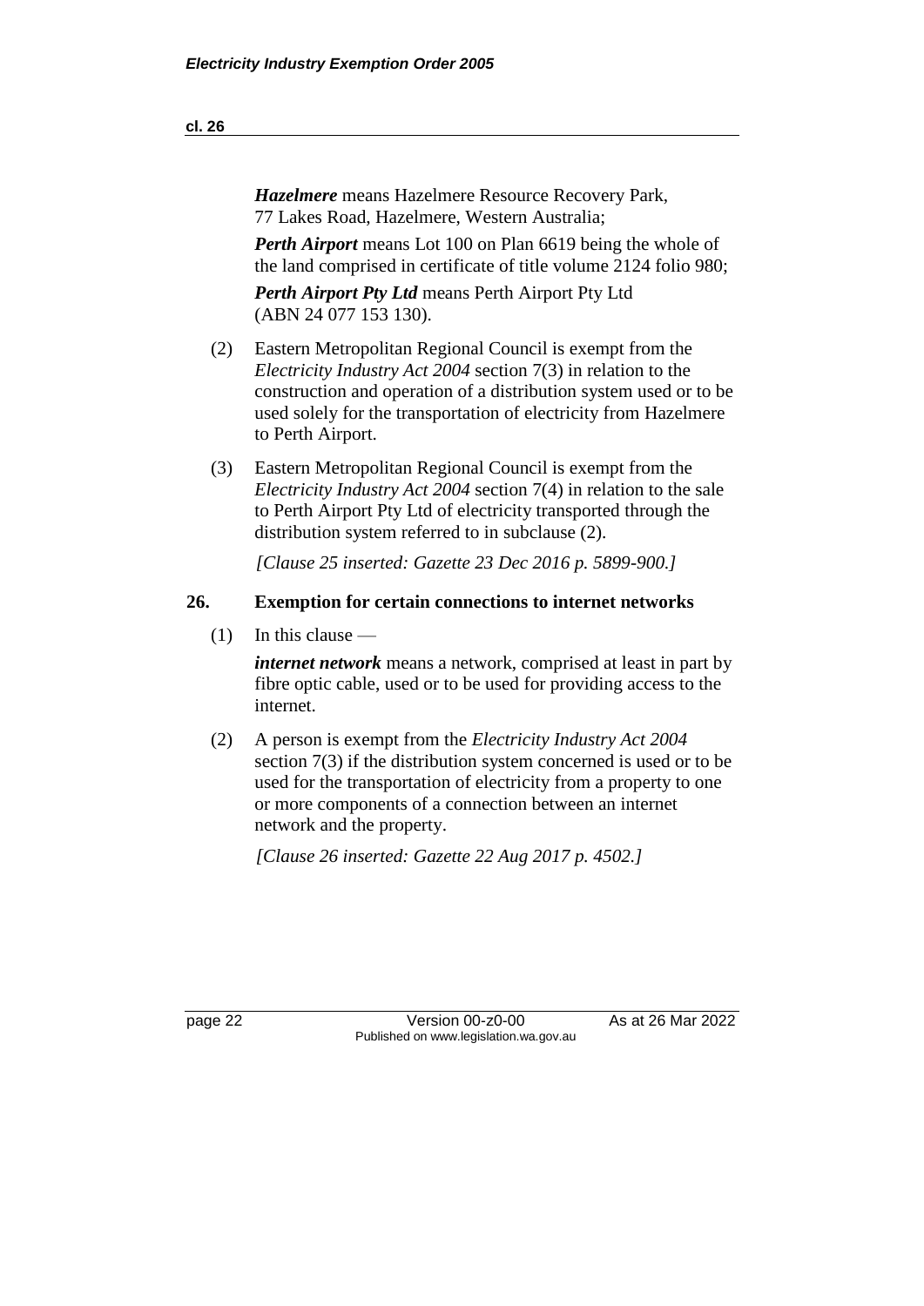***Hazelmere*** means Hazelmere Resource Recovery Park, 77 Lakes Road, Hazelmere, Western Australia;

***Perth Airport*** means Lot 100 on Plan 6619 being the whole of the land comprised in certificate of title volume 2124 folio 980;

***Perth Airport Pty Ltd*** means Perth Airport Pty Ltd (ABN 24 077 153 130).

(2) Eastern Metropolitan Regional Council is exempt from the *Electricity Industry Act 2004* section 7(3) in relation to the construction and operation of a distribution system used or to be used solely for the transportation of electricity from Hazelmere to Perth Airport.

(3) Eastern Metropolitan Regional Council is exempt from the *Electricity Industry Act 2004* section 7(4) in relation to the sale to Perth Airport Pty Ltd of electricity transported through the distribution system referred to in subclause (2).

*[Clause 25 inserted: Gazette 23 Dec 2016 p. 5899-900.]*

### 26. Exemption for certain connections to internet networks

(1) In this clause —

***internet network*** means a network, comprised at least in part by fibre optic cable, used or to be used for providing access to the internet.

(2) A person is exempt from the *Electricity Industry Act 2004* section 7(3) if the distribution system concerned is used or to be used for the transportation of electricity from a property to one or more components of a connection between an internet network and the property.

*[Clause 26 inserted: Gazette 22 Aug 2017 p. 4502.]*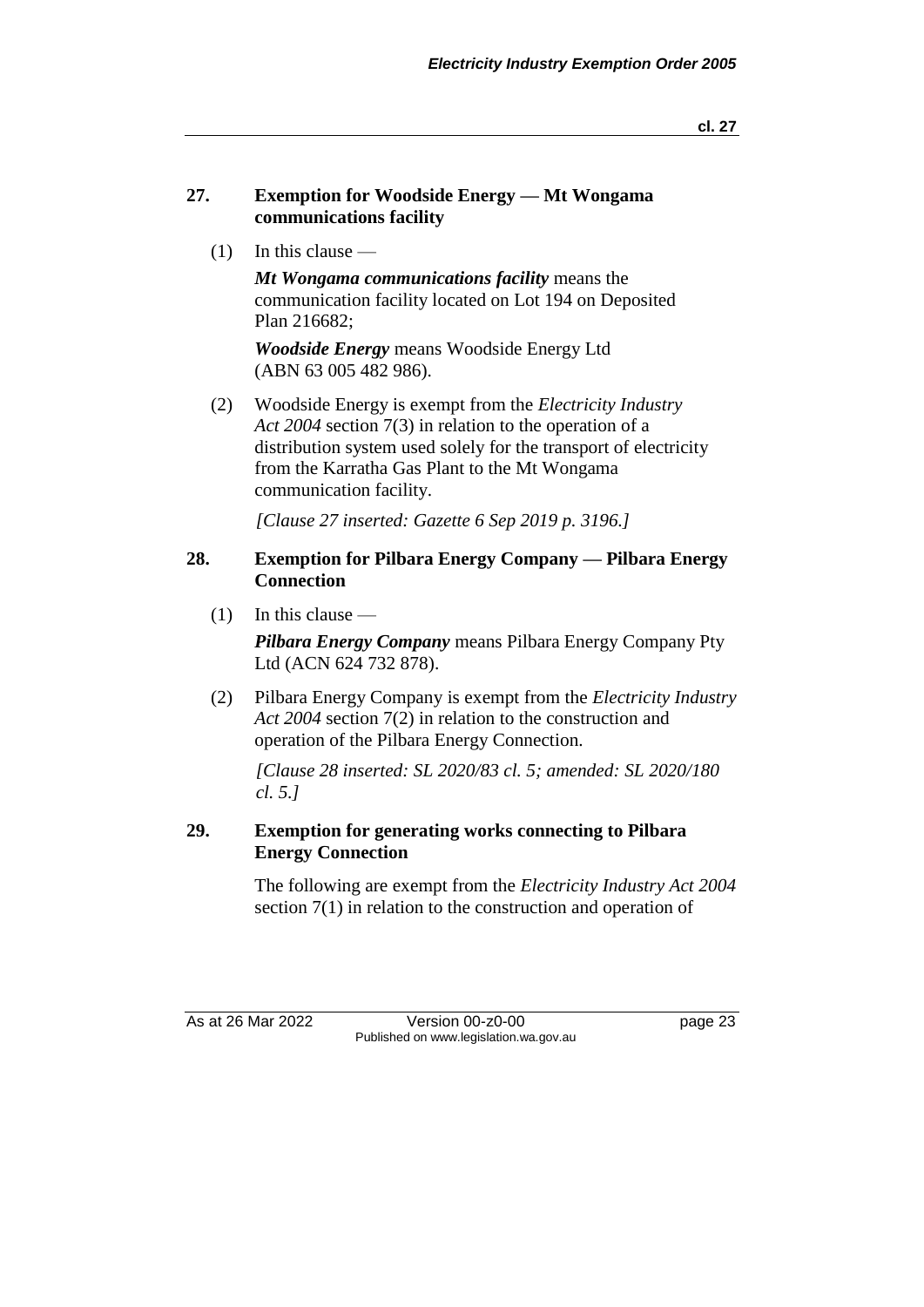## 27. Exemption for Woodside Energy — Mt Wongama communications facility

(1) In this clause —

***Mt Wongama communications facility*** means the communication facility located on Lot 194 on Deposited Plan 216682;

***Woodside Energy*** means Woodside Energy Ltd (ABN 63 005 482 986).

(2) Woodside Energy is exempt from the *Electricity Industry Act 2004* section 7(3) in relation to the operation of a distribution system used solely for the transport of electricity from the Karratha Gas Plant to the Mt Wongama communication facility.

*[Clause 27 inserted: Gazette 6 Sep 2019 p. 3196.]*

## 28. Exemption for Pilbara Energy Company — Pilbara Energy Connection

(1) In this clause —

***Pilbara Energy Company*** means Pilbara Energy Company Pty Ltd (ACN 624 732 878).

(2) Pilbara Energy Company is exempt from the *Electricity Industry Act 2004* section 7(2) in relation to the construction and operation of the Pilbara Energy Connection.

*[Clause 28 inserted: SL 2020/83 cl. 5; amended: SL 2020/180 cl. 5.]*

## 29. Exemption for generating works connecting to Pilbara Energy Connection

The following are exempt from the *Electricity Industry Act 2004* section 7(1) in relation to the construction and operation of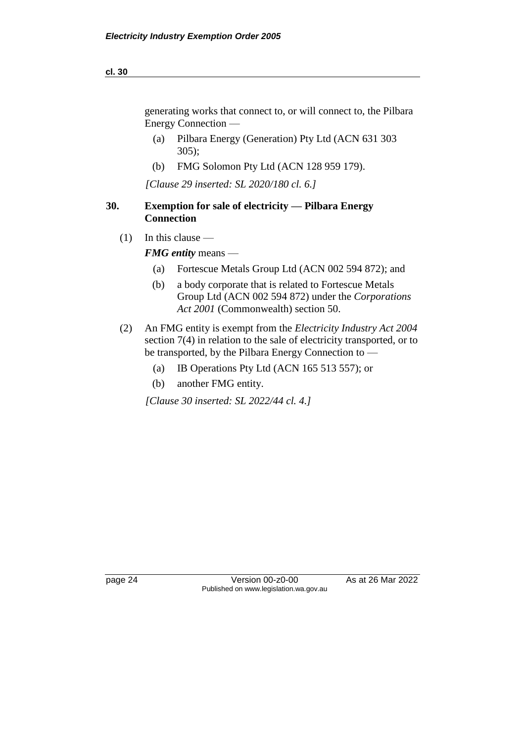generating works that connect to, or will connect to, the Pilbara Energy Connection —

(a) Pilbara Energy (Generation) Pty Ltd (ACN 631 303 305);

(b) FMG Solomon Pty Ltd (ACN 128 959 179).

*[Clause 29 inserted: SL 2020/180 cl. 6.]*

## 30. Exemption for sale of electricity — Pilbara Energy Connection

(1) In this clause —

***FMG entity*** means —

(a) Fortescue Metals Group Ltd (ACN 002 594 872); and

(b) a body corporate that is related to Fortescue Metals Group Ltd (ACN 002 594 872) under the *Corporations Act 2001* (Commonwealth) section 50.

(2) An FMG entity is exempt from the *Electricity Industry Act 2004* section 7(4) in relation to the sale of electricity transported, or to be transported, by the Pilbara Energy Connection to —

(a) IB Operations Pty Ltd (ACN 165 513 557); or

(b) another FMG entity.

*[Clause 30 inserted: SL 2022/44 cl. 4.]*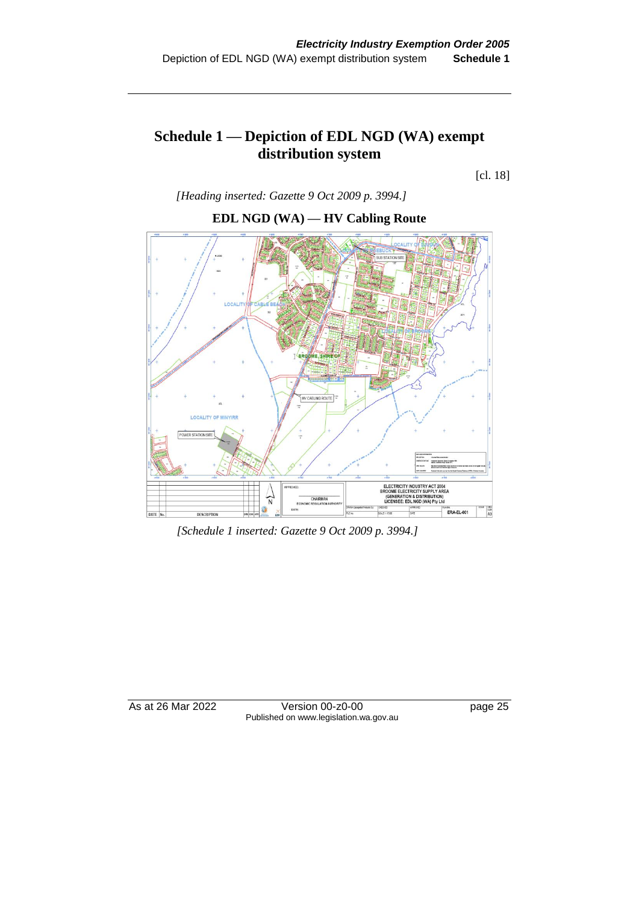# Schedule 1 — Depiction of EDL NGD (WA) exempt distribution system

[cl. 18]

*[Heading inserted: Gazette 9 Oct 2009 p. 3994.]*

**EDL NGD (WA) — HV Cabling Route**

*[Schedule 1 inserted: Gazette 9 Oct 2009 p. 3994.]*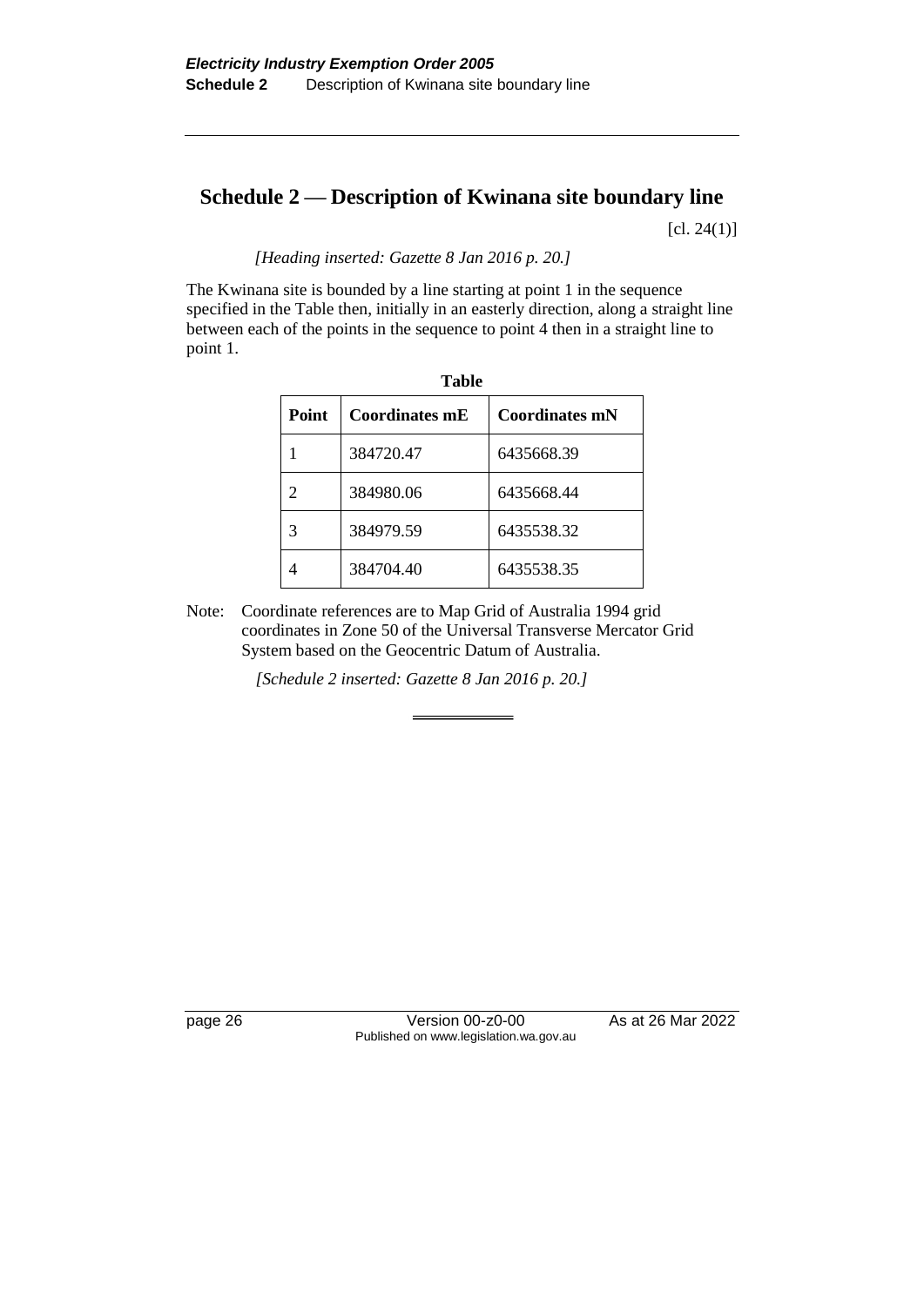## Schedule 2 — Description of Kwinana site boundary line

[cl. 24(1)]

*[Heading inserted: Gazette 8 Jan 2016 p. 20.]*

The Kwinana site is bounded by a line starting at point 1 in the sequence specified in the Table then, initially in an easterly direction, along a straight line between each of the points in the sequence to point 4 then in a straight line to point 1.

**Table**

| Point | Coordinates mE | Coordinates mN |
|---|---|---|
| 1 | 384720.47 | 6435668.39 |
| 2 | 384980.06 | 6435668.44 |
| 3 | 384979.59 | 6435538.32 |
| 4 | 384704.40 | 6435538.35 |

Note: Coordinate references are to Map Grid of Australia 1994 grid coordinates in Zone 50 of the Universal Transverse Mercator Grid System based on the Geocentric Datum of Australia.

*[Schedule 2 inserted: Gazette 8 Jan 2016 p. 20.]*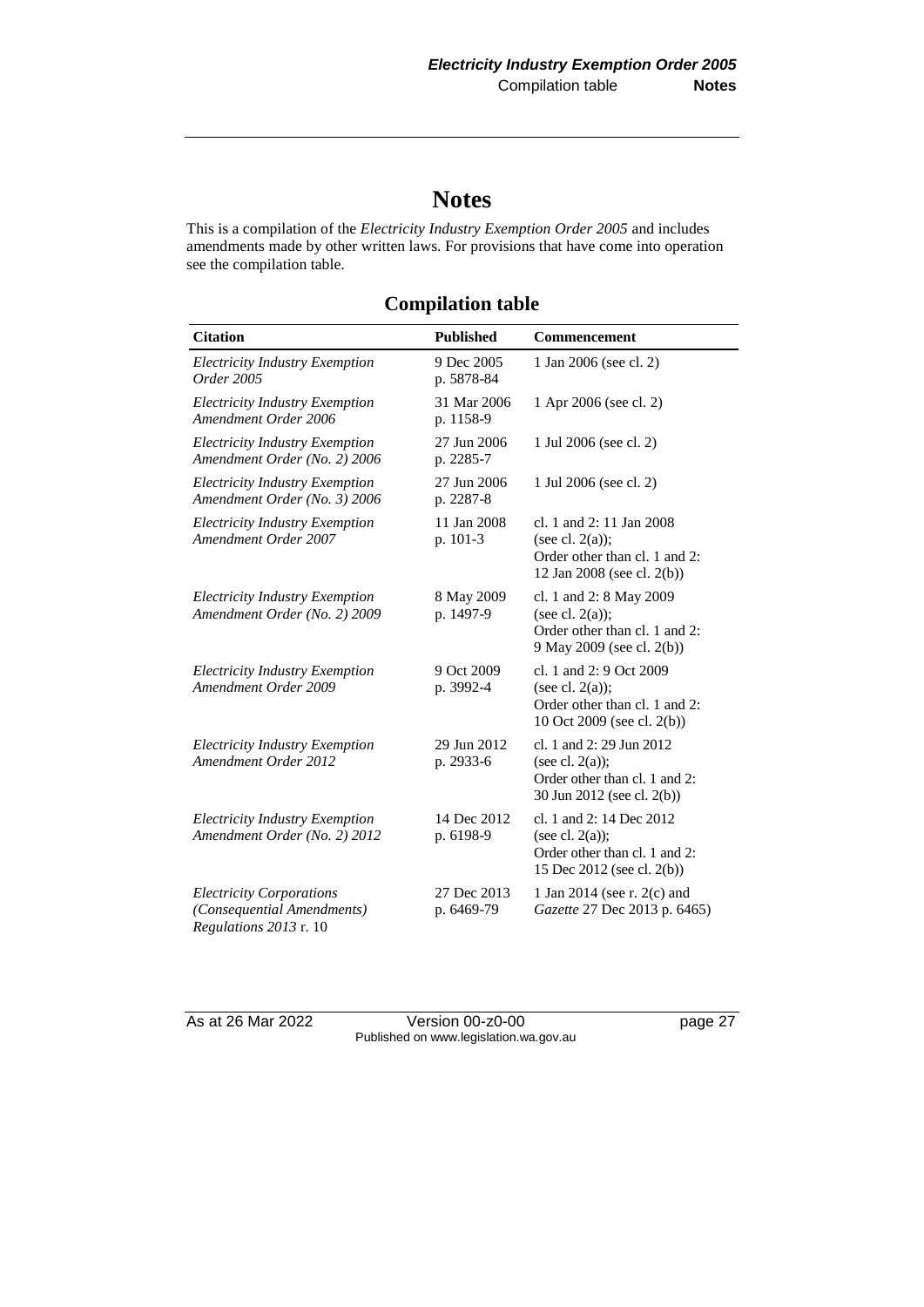# Notes

This is a compilation of the *Electricity Industry Exemption Order 2005* and includes amendments made by other written laws. For provisions that have come into operation see the compilation table.

## Compilation table

| Citation | Published | Commencement |
|---|---|---|
| *Electricity Industry Exemption Order 2005* | 9 Dec 2005 p. 5878-84 | 1 Jan 2006 (see cl. 2) |
| *Electricity Industry Exemption Amendment Order 2006* | 31 Mar 2006 p. 1158-9 | 1 Apr 2006 (see cl. 2) |
| *Electricity Industry Exemption Amendment Order (No. 2) 2006* | 27 Jun 2006 p. 2285-7 | 1 Jul 2006 (see cl. 2) |
| *Electricity Industry Exemption Amendment Order (No. 3) 2006* | 27 Jun 2006 p. 2287-8 | 1 Jul 2006 (see cl. 2) |
| *Electricity Industry Exemption Amendment Order 2007* | 11 Jan 2008 p. 101-3 | cl. 1 and 2: 11 Jan 2008 (see cl. 2(a)); Order other than cl. 1 and 2: 12 Jan 2008 (see cl. 2(b)) |
| *Electricity Industry Exemption Amendment Order (No. 2) 2009* | 8 May 2009 p. 1497-9 | cl. 1 and 2: 8 May 2009 (see cl. 2(a)); Order other than cl. 1 and 2: 9 May 2009 (see cl. 2(b)) |
| *Electricity Industry Exemption Amendment Order 2009* | 9 Oct 2009 p. 3992-4 | cl. 1 and 2: 9 Oct 2009 (see cl. 2(a)); Order other than cl. 1 and 2: 10 Oct 2009 (see cl. 2(b)) |
| *Electricity Industry Exemption Amendment Order 2012* | 29 Jun 2012 p. 2933-6 | cl. 1 and 2: 29 Jun 2012 (see cl. 2(a)); Order other than cl. 1 and 2: 30 Jun 2012 (see cl. 2(b)) |
| *Electricity Industry Exemption Amendment Order (No. 2) 2012* | 14 Dec 2012 p. 6198-9 | cl. 1 and 2: 14 Dec 2012 (see cl. 2(a)); Order other than cl. 1 and 2: 15 Dec 2012 (see cl. 2(b)) |
| *Electricity Corporations (Consequential Amendments) Regulations 2013* r. 10 | 27 Dec 2013 p. 6469-79 | 1 Jan 2014 (see r. 2(c) and *Gazette* 27 Dec 2013 p. 6465) |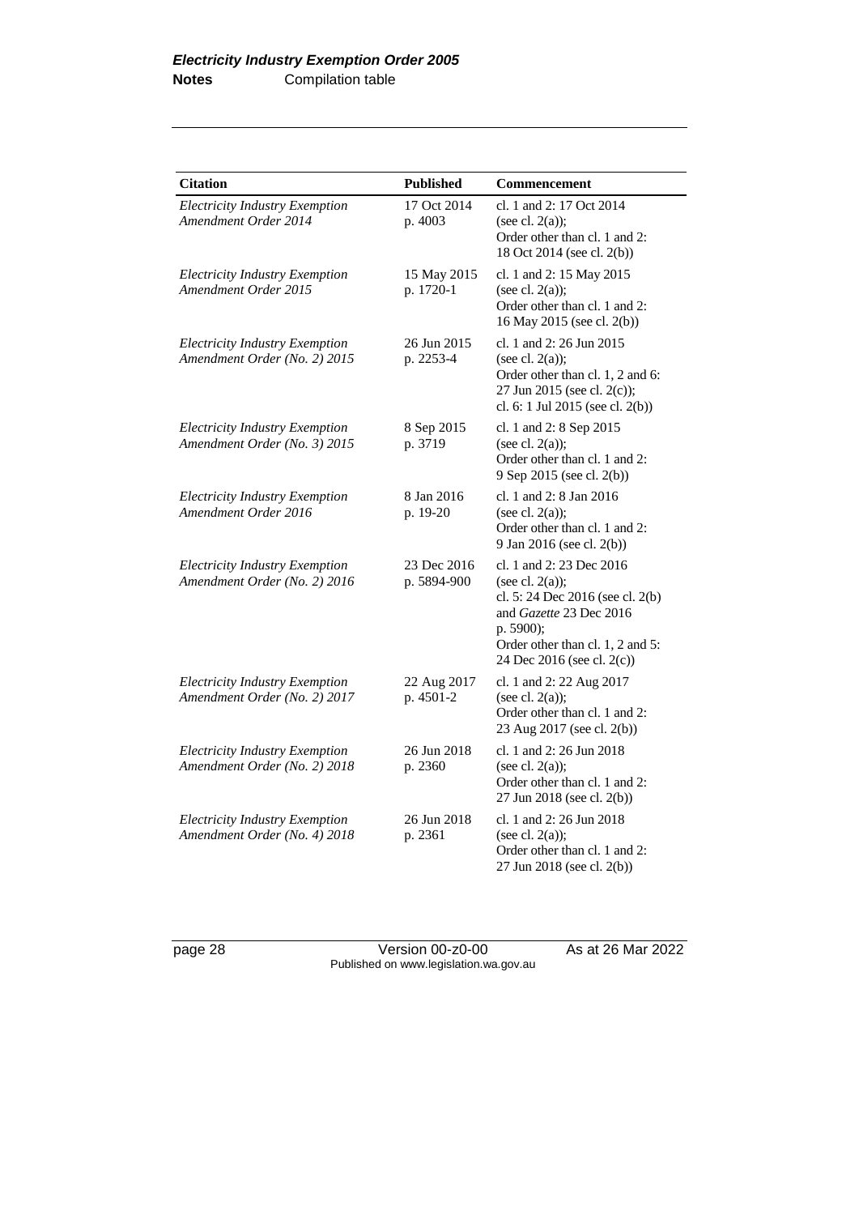| Citation | Published | Commencement |
|---|---|---|
| *Electricity Industry Exemption Amendment Order 2014* | 17 Oct 2014 p. 4003 | cl. 1 and 2: 17 Oct 2014 (see cl. 2(a)); Order other than cl. 1 and 2: 18 Oct 2014 (see cl. 2(b)) |
| *Electricity Industry Exemption Amendment Order 2015* | 15 May 2015 p. 1720-1 | cl. 1 and 2: 15 May 2015 (see cl. 2(a)); Order other than cl. 1 and 2: 16 May 2015 (see cl. 2(b)) |
| *Electricity Industry Exemption Amendment Order (No. 2) 2015* | 26 Jun 2015 p. 2253-4 | cl. 1 and 2: 26 Jun 2015 (see cl. 2(a)); Order other than cl. 1, 2 and 6: 27 Jun 2015 (see cl. 2(c)); cl. 6: 1 Jul 2015 (see cl. 2(b)) |
| *Electricity Industry Exemption Amendment Order (No. 3) 2015* | 8 Sep 2015 p. 3719 | cl. 1 and 2: 8 Sep 2015 (see cl. 2(a)); Order other than cl. 1 and 2: 9 Sep 2015 (see cl. 2(b)) |
| *Electricity Industry Exemption Amendment Order 2016* | 8 Jan 2016 p. 19-20 | cl. 1 and 2: 8 Jan 2016 (see cl. 2(a)); Order other than cl. 1 and 2: 9 Jan 2016 (see cl. 2(b)) |
| *Electricity Industry Exemption Amendment Order (No. 2) 2016* | 23 Dec 2016 p. 5894-900 | cl. 1 and 2: 23 Dec 2016 (see cl. 2(a)); cl. 5: 24 Dec 2016 (see cl. 2(b) and *Gazette* 23 Dec 2016 p. 5900); Order other than cl. 1, 2 and 5: 24 Dec 2016 (see cl. 2(c)) |
| *Electricity Industry Exemption Amendment Order (No. 2) 2017* | 22 Aug 2017 p. 4501-2 | cl. 1 and 2: 22 Aug 2017 (see cl. 2(a)); Order other than cl. 1 and 2: 23 Aug 2017 (see cl. 2(b)) |
| *Electricity Industry Exemption Amendment Order (No. 2) 2018* | 26 Jun 2018 p. 2360 | cl. 1 and 2: 26 Jun 2018 (see cl. 2(a)); Order other than cl. 1 and 2: 27 Jun 2018 (see cl. 2(b)) |
| *Electricity Industry Exemption Amendment Order (No. 4) 2018* | 26 Jun 2018 p. 2361 | cl. 1 and 2: 26 Jun 2018 (see cl. 2(a)); Order other than cl. 1 and 2: 27 Jun 2018 (see cl. 2(b)) |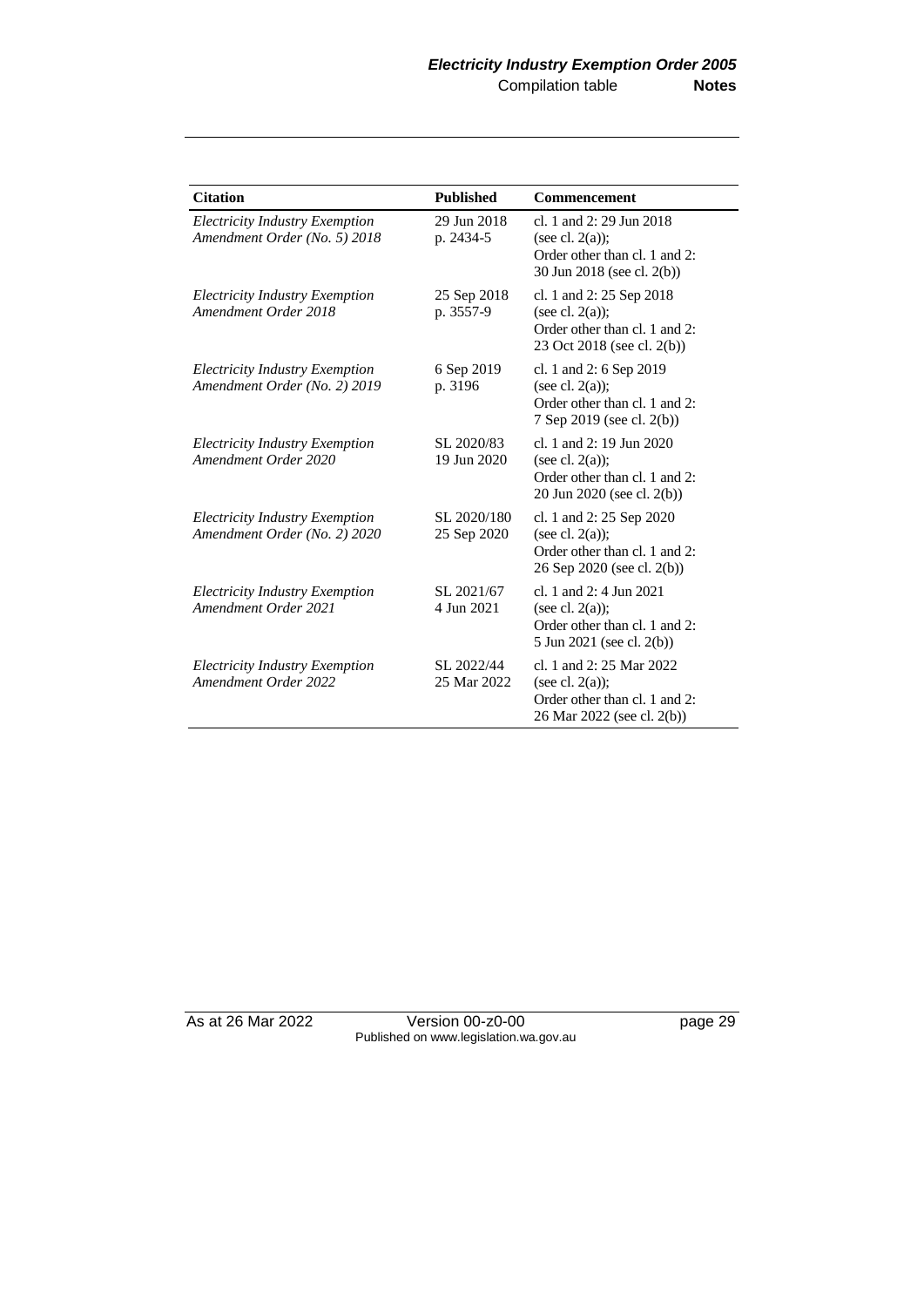| Citation | Published | Commencement |
| --- | --- | --- |
| *Electricity Industry Exemption Amendment Order (No. 5) 2018* | 29 Jun 2018 p. 2434-5 | cl. 1 and 2: 29 Jun 2018 (see cl. 2(a)); Order other than cl. 1 and 2: 30 Jun 2018 (see cl. 2(b)) |
| *Electricity Industry Exemption Amendment Order 2018* | 25 Sep 2018 p. 3557-9 | cl. 1 and 2: 25 Sep 2018 (see cl. 2(a)); Order other than cl. 1 and 2: 23 Oct 2018 (see cl. 2(b)) |
| *Electricity Industry Exemption Amendment Order (No. 2) 2019* | 6 Sep 2019 p. 3196 | cl. 1 and 2: 6 Sep 2019 (see cl. 2(a)); Order other than cl. 1 and 2: 7 Sep 2019 (see cl. 2(b)) |
| *Electricity Industry Exemption Amendment Order 2020* | SL 2020/83 19 Jun 2020 | cl. 1 and 2: 19 Jun 2020 (see cl. 2(a)); Order other than cl. 1 and 2: 20 Jun 2020 (see cl. 2(b)) |
| *Electricity Industry Exemption Amendment Order (No. 2) 2020* | SL 2020/180 25 Sep 2020 | cl. 1 and 2: 25 Sep 2020 (see cl. 2(a)); Order other than cl. 1 and 2: 26 Sep 2020 (see cl. 2(b)) |
| *Electricity Industry Exemption Amendment Order 2021* | SL 2021/67 4 Jun 2021 | cl. 1 and 2: 4 Jun 2021 (see cl. 2(a)); Order other than cl. 1 and 2: 5 Jun 2021 (see cl. 2(b)) |
| *Electricity Industry Exemption Amendment Order 2022* | SL 2022/44 25 Mar 2022 | cl. 1 and 2: 25 Mar 2022 (see cl. 2(a)); Order other than cl. 1 and 2: 26 Mar 2022 (see cl. 2(b)) |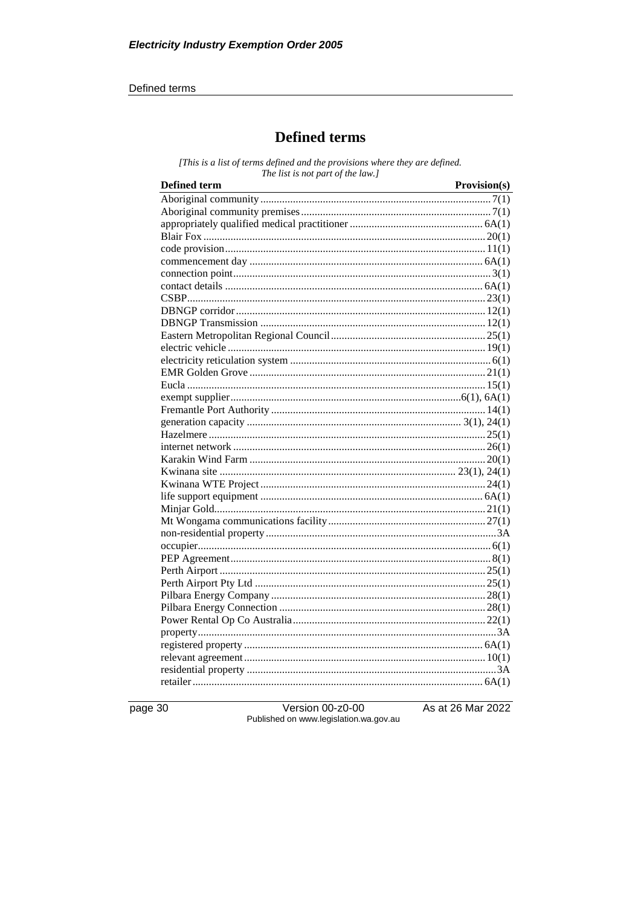# Defined terms

*[This is a list of terms defined and the provisions where they are defined. The list is not part of the law.]*

| Defined term | Provision(s) |
|---|---|
| Aboriginal community | 7(1) |
| Aboriginal community premises | 7(1) |
| appropriately qualified medical practitioner | 6A(1) |
| Blair Fox | 20(1) |
| code provision | 11(1) |
| commencement day | 6A(1) |
| connection point | 3(1) |
| contact details | 6A(1) |
| CSBP | 23(1) |
| DBNGP corridor | 12(1) |
| DBNGP Transmission | 12(1) |
| Eastern Metropolitan Regional Council | 25(1) |
| electric vehicle | 19(1) |
| electricity reticulation system | 6(1) |
| EMR Golden Grove | 21(1) |
| Eucla | 15(1) |
| exempt supplier | 6(1), 6A(1) |
| Fremantle Port Authority | 14(1) |
| generation capacity | 3(1), 24(1) |
| Hazelmere | 25(1) |
| internet network | 26(1) |
| Karakin Wind Farm | 20(1) |
| Kwinana site | 23(1), 24(1) |
| Kwinana WTE Project | 24(1) |
| life support equipment | 6A(1) |
| Minjar Gold | 21(1) |
| Mt Wongama communications facility | 27(1) |
| non-residential property | 3A |
| occupier | 6(1) |
| PEP Agreement | 8(1) |
| Perth Airport | 25(1) |
| Perth Airport Pty Ltd | 25(1) |
| Pilbara Energy Company | 28(1) |
| Pilbara Energy Connection | 28(1) |
| Power Rental Op Co Australia | 22(1) |
| property | 3A |
| registered property | 6A(1) |
| relevant agreement | 10(1) |
| residential property | 3A |
| retailer | 6A(1) |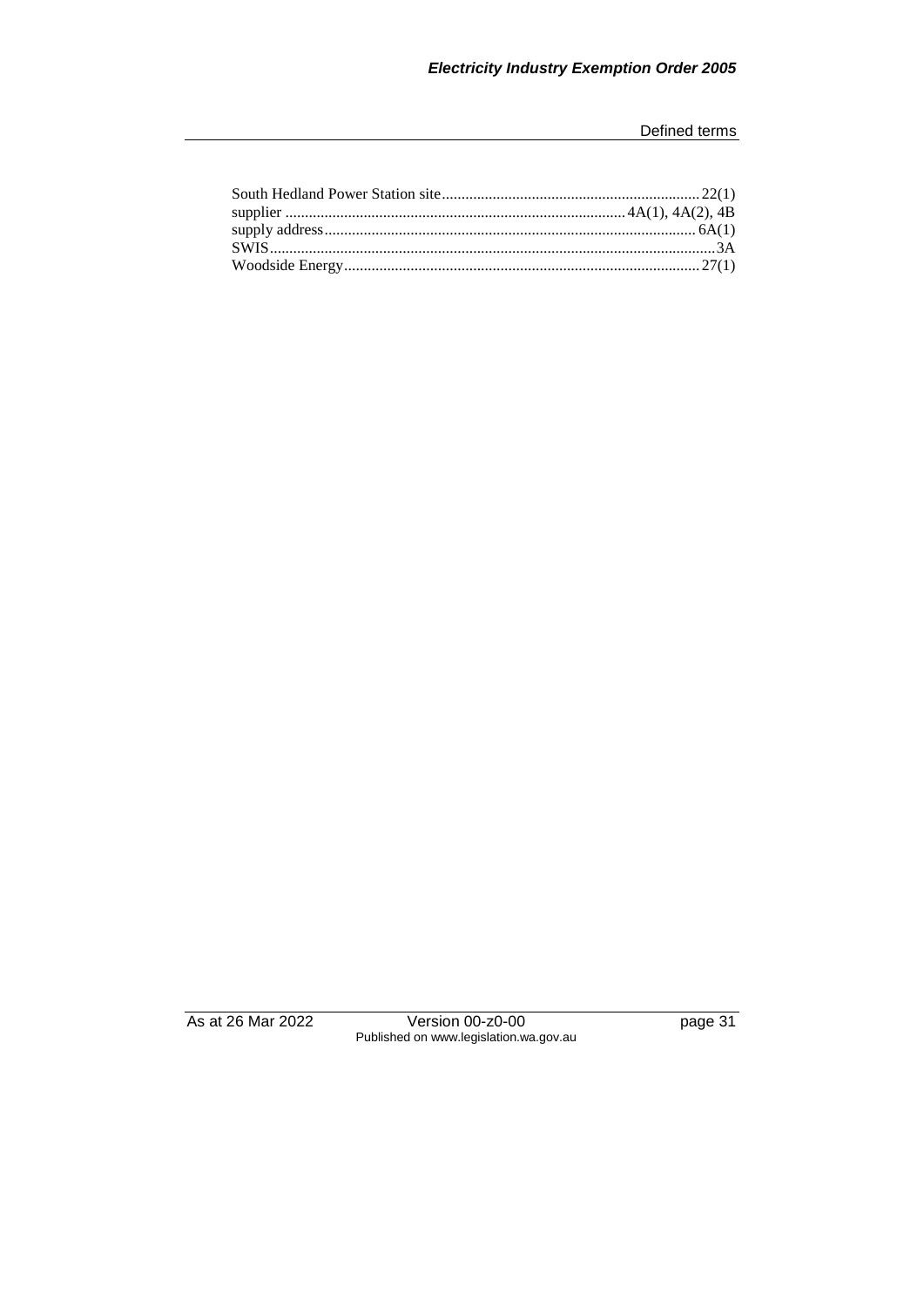South Hedland Power Station site .................................................................. 22(1)
supplier ........................................................................................ 4A(1), 4A(2), 4B
supply address .............................................................................................. 6A(1)
SWIS ................................................................................................................. 3A
Woodside Energy ........................................................................................... 27(1)